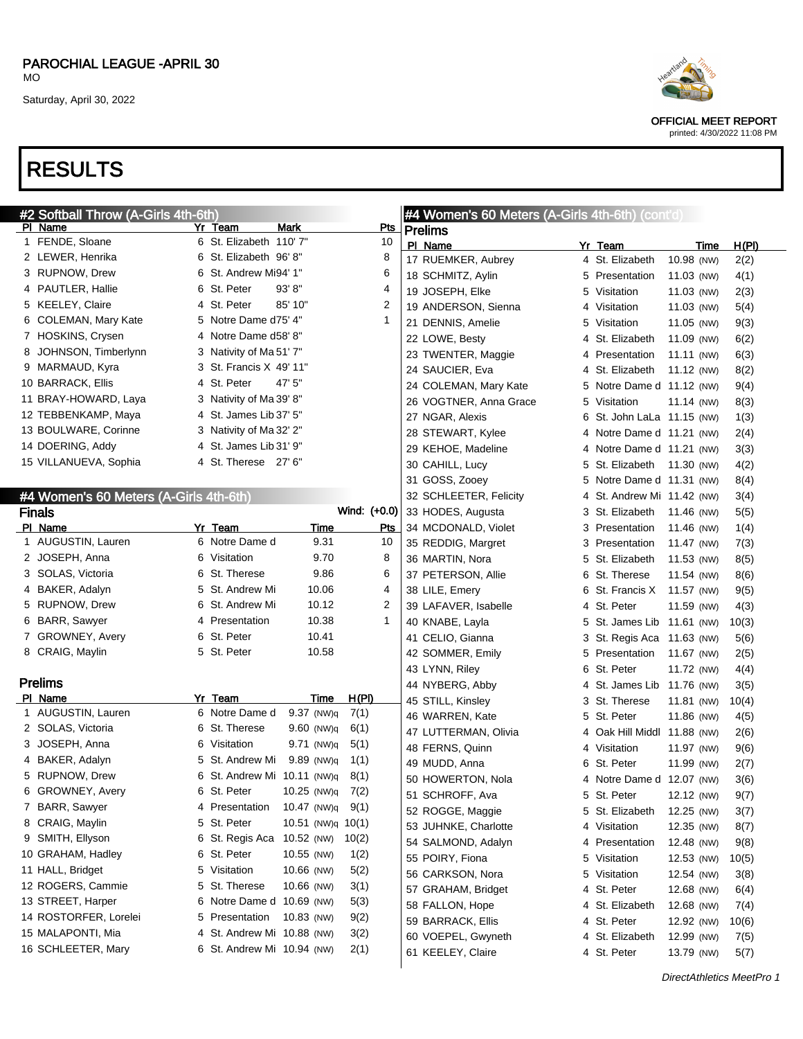PAROCHIAL LEAGUE -APRIL 30
MO
Saturday, April 30, 2022

OFFICIAL MEET REPORT
printed: 4/30/2022 11:08 PM

# RESULTS

## #2 Softball Throw (A-Girls 4th-6th)

| Pl | Name | Yr | Team | Mark | Pts |
|---|---|---|---|---|---|
| 1 | FENDE, Sloane | 6 | St. Elizabeth | 110' 7" | 10 |
| 2 | LEWER, Henrika | 6 | St. Elizabeth | 96' 8" | 8 |
| 3 | RUPNOW, Drew | 6 | St. Andrew Mi | 94' 1" | 6 |
| 4 | PAUTLER, Hallie | 6 | St. Peter | 93' 8" | 4 |
| 5 | KEELEY, Claire | 4 | St. Peter | 85' 10" | 2 |
| 6 | COLEMAN, Mary Kate | 5 | Notre Dame d | 75' 4" | 1 |
| 7 | HOSKINS, Crysen | 4 | Notre Dame d | 58' 8" | |
| 8 | JOHNSON, Timberlynn | 3 | Nativity of Ma | 51' 7" | |
| 9 | MARMAUD, Kyra | 3 | St. Francis X | 49' 11" | |
| 10 | BARRACK, Ellis | 4 | St. Peter | 47' 5" | |
| 11 | BRAY-HOWARD, Laya | 3 | Nativity of Ma | 39' 8" | |
| 12 | TEBBENKAMP, Maya | 4 | St. James Lib | 37' 5" | |
| 13 | BOULWARE, Corinne | 3 | Nativity of Ma | 32' 2" | |
| 14 | DOERING, Addy | 4 | St. James Lib | 31' 9" | |
| 15 | VILLANUEVA, Sophia | 4 | St. Therese | 27' 6" | |

## #4 Women's 60 Meters (A-Girls 4th-6th)

### Finals

Wind: (+0.0)

| Pl | Name | Yr | Team | Time | Pts |
|---|---|---|---|---|---|
| 1 | AUGUSTIN, Lauren | 6 | Notre Dame d | 9.31 | 10 |
| 2 | JOSEPH, Anna | 6 | Visitation | 9.70 | 8 |
| 3 | SOLAS, Victoria | 6 | St. Therese | 9.86 | 6 |
| 4 | BAKER, Adalyn | 5 | St. Andrew Mi | 10.06 | 4 |
| 5 | RUPNOW, Drew | 6 | St. Andrew Mi | 10.12 | 2 |
| 6 | BARR, Sawyer | 4 | Presentation | 10.38 | 1 |
| 7 | GROWNEY, Avery | 6 | St. Peter | 10.41 | |
| 8 | CRAIG, Maylin | 5 | St. Peter | 10.58 | |

### Prelims

| Pl | Name | Yr | Team | Time | H(Pl) |
|---|---|---|---|---|---|
| 1 | AUGUSTIN, Lauren | 6 | Notre Dame d | 9.37 (NW)q | 7(1) |
| 2 | SOLAS, Victoria | 6 | St. Therese | 9.60 (NW)q | 6(1) |
| 3 | JOSEPH, Anna | 6 | Visitation | 9.71 (NW)q | 5(1) |
| 4 | BAKER, Adalyn | 5 | St. Andrew Mi | 9.89 (NW)q | 1(1) |
| 5 | RUPNOW, Drew | 6 | St. Andrew Mi | 10.11 (NW)q | 8(1) |
| 6 | GROWNEY, Avery | 6 | St. Peter | 10.25 (NW)q | 7(2) |
| 7 | BARR, Sawyer | 4 | Presentation | 10.47 (NW)q | 9(1) |
| 8 | CRAIG, Maylin | 5 | St. Peter | 10.51 (NW)q | 10(1) |
| 9 | SMITH, Ellyson | 6 | St. Regis Aca | 10.52 (NW) | 10(2) |
| 10 | GRAHAM, Hadley | 6 | St. Peter | 10.55 (NW) | 1(2) |
| 11 | HALL, Bridget | 5 | Visitation | 10.66 (NW) | 5(2) |
| 12 | ROGERS, Cammie | 5 | St. Therese | 10.66 (NW) | 3(1) |
| 13 | STREET, Harper | 6 | Notre Dame d | 10.69 (NW) | 5(3) |
| 14 | ROSTORFER, Lorelei | 5 | Presentation | 10.83 (NW) | 9(2) |
| 15 | MALAPONTI, Mia | 4 | St. Andrew Mi | 10.88 (NW) | 3(2) |
| 16 | SCHLEETER, Mary | 6 | St. Andrew Mi | 10.94 (NW) | 2(1) |
| 17 | RUEMKER, Aubrey | 4 | St. Elizabeth | 10.98 (NW) | 2(2) |
| 18 | SCHMITZ, Aylin | 5 | Presentation | 11.03 (NW) | 4(1) |
| 19 | JOSEPH, Elke | 5 | Visitation | 11.03 (NW) | 2(3) |
| 19 | ANDERSON, Sienna | 4 | Visitation | 11.03 (NW) | 5(4) |
| 21 | DENNIS, Amelie | 5 | Visitation | 11.05 (NW) | 9(3) |
| 22 | LOWE, Besty | 4 | St. Elizabeth | 11.09 (NW) | 6(2) |
| 23 | TWENTER, Maggie | 4 | Presentation | 11.11 (NW) | 6(3) |
| 24 | SAUCIER, Eva | 4 | St. Elizabeth | 11.12 (NW) | 8(2) |
| 24 | COLEMAN, Mary Kate | 5 | Notre Dame d | 11.12 (NW) | 9(4) |
| 26 | VOGTNER, Anna Grace | 5 | Visitation | 11.14 (NW) | 8(3) |
| 27 | NGAR, Alexis | 6 | St. John LaLa | 11.15 (NW) | 1(3) |
| 28 | STEWART, Kylee | 4 | Notre Dame d | 11.21 (NW) | 2(4) |
| 29 | KEHOE, Madeline | 4 | Notre Dame d | 11.21 (NW) | 3(3) |
| 30 | CAHILL, Lucy | 5 | St. Elizabeth | 11.30 (NW) | 4(2) |
| 31 | GOSS, Zooey | 5 | Notre Dame d | 11.31 (NW) | 8(4) |
| 32 | SCHLEETER, Felicity | 4 | St. Andrew Mi | 11.42 (NW) | 3(4) |
| 33 | HODES, Augusta | 3 | St. Elizabeth | 11.46 (NW) | 5(5) |
| 34 | MCDONALD, Violet | 3 | Presentation | 11.46 (NW) | 1(4) |
| 35 | REDDIG, Margret | 3 | Presentation | 11.47 (NW) | 7(3) |
| 36 | MARTIN, Nora | 5 | St. Elizabeth | 11.53 (NW) | 8(5) |
| 37 | PETERSON, Allie | 6 | St. Therese | 11.54 (NW) | 8(6) |
| 38 | LILE, Emery | 6 | St. Francis X | 11.57 (NW) | 9(5) |
| 39 | LAFAVER, Isabelle | 4 | St. Peter | 11.59 (NW) | 4(3) |
| 40 | KNABE, Layla | 5 | St. James Lib | 11.61 (NW) | 10(3) |
| 41 | CELIO, Gianna | 3 | St. Regis Aca | 11.63 (NW) | 5(6) |
| 42 | SOMMER, Emily | 5 | Presentation | 11.67 (NW) | 2(5) |
| 43 | LYNN, Riley | 6 | St. Peter | 11.72 (NW) | 4(4) |
| 44 | NYBERG, Abby | 4 | St. James Lib | 11.76 (NW) | 3(5) |
| 45 | STILL, Kinsley | 3 | St. Therese | 11.81 (NW) | 10(4) |
| 46 | WARREN, Kate | 5 | St. Peter | 11.86 (NW) | 4(5) |
| 47 | LUTTERMAN, Olivia | 4 | Oak Hill Middl | 11.88 (NW) | 2(6) |
| 48 | FERNS, Quinn | 4 | Visitation | 11.97 (NW) | 9(6) |
| 49 | MUDD, Anna | 6 | St. Peter | 11.99 (NW) | 2(7) |
| 50 | HOWERTON, Nola | 4 | Notre Dame d | 12.07 (NW) | 3(6) |
| 51 | SCHROFF, Ava | 5 | St. Peter | 12.12 (NW) | 9(7) |
| 52 | ROGGE, Maggie | 5 | St. Elizabeth | 12.25 (NW) | 3(7) |
| 53 | JUHNKE, Charlotte | 4 | Visitation | 12.35 (NW) | 8(7) |
| 54 | SALMOND, Adalyn | 4 | Presentation | 12.48 (NW) | 9(8) |
| 55 | POIRY, Fiona | 5 | Visitation | 12.53 (NW) | 10(5) |
| 56 | CARKSON, Nora | 5 | Visitation | 12.54 (NW) | 3(8) |
| 57 | GRAHAM, Bridget | 4 | St. Peter | 12.68 (NW) | 6(4) |
| 58 | FALLON, Hope | 4 | St. Elizabeth | 12.68 (NW) | 7(4) |
| 59 | BARRACK, Ellis | 4 | St. Peter | 12.92 (NW) | 10(6) |
| 60 | VOEPEL, Gwyneth | 4 | St. Elizabeth | 12.99 (NW) | 7(5) |
| 61 | KEELEY, Claire | 4 | St. Peter | 13.79 (NW) | 5(7) |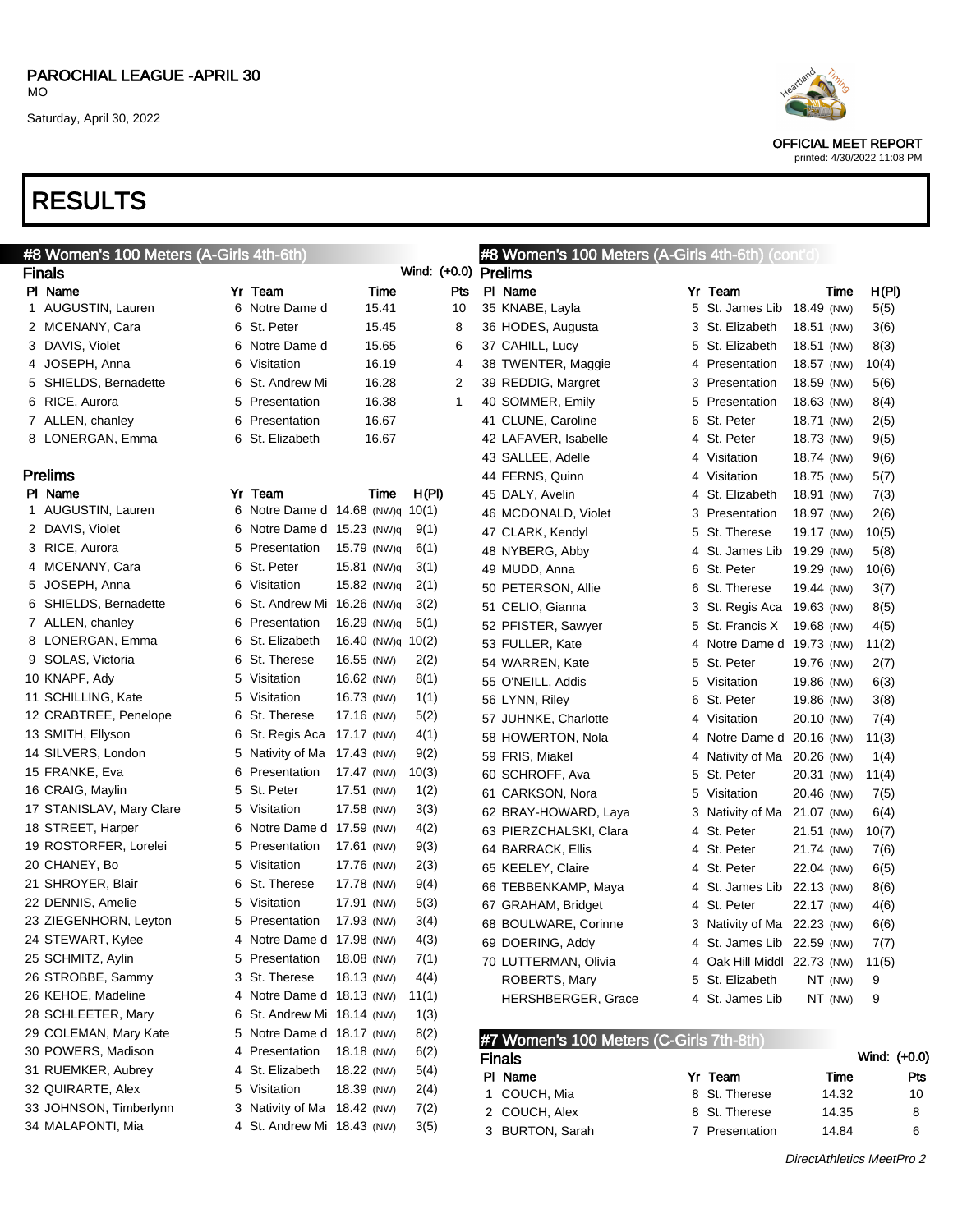PAROCHIAL LEAGUE -APRIL 30
MO

Saturday, April 30, 2022

OFFICIAL MEET REPORT
printed: 4/30/2022 11:08 PM

# RESULTS

## #8 Women's 100 Meters (A-Girls 4th-6th)

### Finals

Wind: (+0.0)

| Pl | Name | Yr | Team | Time | Pts |
|---|---|---|---|---|---|
| 1 | AUGUSTIN, Lauren | 6 | Notre Dame d | 15.41 | 10 |
| 2 | MCENANY, Cara | 6 | St. Peter | 15.45 | 8 |
| 3 | DAVIS, Violet | 6 | Notre Dame d | 15.65 | 6 |
| 4 | JOSEPH, Anna | 6 | Visitation | 16.19 | 4 |
| 5 | SHIELDS, Bernadette | 6 | St. Andrew Mi | 16.28 | 2 |
| 6 | RICE, Aurora | 5 | Presentation | 16.38 | 1 |
| 7 | ALLEN, chanley | 6 | Presentation | 16.67 | |
| 8 | LONERGAN, Emma | 6 | St. Elizabeth | 16.67 | |

### Prelims

| Pl | Name | Yr | Team | Time | H(Pl) |
|---|---|---|---|---|---|
| 1 | AUGUSTIN, Lauren | 6 | Notre Dame d | 14.68 (NW)q | 10(1) |
| 2 | DAVIS, Violet | 6 | Notre Dame d | 15.23 (NW)q | 9(1) |
| 3 | RICE, Aurora | 5 | Presentation | 15.79 (NW)q | 6(1) |
| 4 | MCENANY, Cara | 6 | St. Peter | 15.81 (NW)q | 3(1) |
| 5 | JOSEPH, Anna | 6 | Visitation | 15.82 (NW)q | 2(1) |
| 6 | SHIELDS, Bernadette | 6 | St. Andrew Mi | 16.26 (NW)q | 3(2) |
| 7 | ALLEN, chanley | 6 | Presentation | 16.29 (NW)q | 5(1) |
| 8 | LONERGAN, Emma | 6 | St. Elizabeth | 16.40 (NW)q | 10(2) |
| 9 | SOLAS, Victoria | 6 | St. Therese | 16.55 (NW) | 2(2) |
| 10 | KNAPF, Ady | 5 | Visitation | 16.62 (NW) | 8(1) |
| 11 | SCHILLING, Kate | 5 | Visitation | 16.73 (NW) | 1(1) |
| 12 | CRABTREE, Penelope | 6 | St. Therese | 17.16 (NW) | 5(2) |
| 13 | SMITH, Ellyson | 6 | St. Regis Aca | 17.17 (NW) | 4(1) |
| 14 | SILVERS, London | 5 | Nativity of Ma | 17.43 (NW) | 9(2) |
| 15 | FRANKE, Eva | 6 | Presentation | 17.47 (NW) | 10(3) |
| 16 | CRAIG, Maylin | 5 | St. Peter | 17.51 (NW) | 1(2) |
| 17 | STANISLAV, Mary Clare | 5 | Visitation | 17.58 (NW) | 3(3) |
| 18 | STREET, Harper | 6 | Notre Dame d | 17.59 (NW) | 4(2) |
| 19 | ROSTORFER, Lorelei | 5 | Presentation | 17.61 (NW) | 9(3) |
| 20 | CHANEY, Bo | 5 | Visitation | 17.76 (NW) | 2(3) |
| 21 | SHROYER, Blair | 6 | St. Therese | 17.78 (NW) | 9(4) |
| 22 | DENNIS, Amelie | 5 | Visitation | 17.91 (NW) | 5(3) |
| 23 | ZIEGENHORN, Leyton | 5 | Presentation | 17.93 (NW) | 3(4) |
| 24 | STEWART, Kylee | 4 | Notre Dame d | 17.98 (NW) | 4(3) |
| 25 | SCHMITZ, Aylin | 5 | Presentation | 18.08 (NW) | 7(1) |
| 26 | STROBBE, Sammy | 3 | St. Therese | 18.13 (NW) | 4(4) |
| 26 | KEHOE, Madeline | 4 | Notre Dame d | 18.13 (NW) | 11(1) |
| 28 | SCHLEETER, Mary | 6 | St. Andrew Mi | 18.14 (NW) | 1(3) |
| 29 | COLEMAN, Mary Kate | 5 | Notre Dame d | 18.17 (NW) | 8(2) |
| 30 | POWERS, Madison | 4 | Presentation | 18.18 (NW) | 6(2) |
| 31 | RUEMKER, Aubrey | 4 | St. Elizabeth | 18.22 (NW) | 5(4) |
| 32 | QUIRARTE, Alex | 5 | Visitation | 18.39 (NW) | 2(4) |
| 33 | JOHNSON, Timberlynn | 3 | Nativity of Ma | 18.42 (NW) | 7(2) |
| 34 | MALAPONTI, Mia | 4 | St. Andrew Mi | 18.43 (NW) | 3(5) |
| 35 | KNABE, Layla | 5 | St. James Lib | 18.49 (NW) | 5(5) |
| 36 | HODES, Augusta | 3 | St. Elizabeth | 18.51 (NW) | 3(6) |
| 37 | CAHILL, Lucy | 5 | St. Elizabeth | 18.51 (NW) | 8(3) |
| 38 | TWENTER, Maggie | 4 | Presentation | 18.57 (NW) | 10(4) |
| 39 | REDDIG, Margret | 3 | Presentation | 18.59 (NW) | 5(6) |
| 40 | SOMMER, Emily | 5 | Presentation | 18.63 (NW) | 8(4) |
| 41 | CLUNE, Caroline | 6 | St. Peter | 18.71 (NW) | 2(5) |
| 42 | LAFAVER, Isabelle | 4 | St. Peter | 18.73 (NW) | 9(5) |
| 43 | SALLEE, Adelle | 4 | Visitation | 18.74 (NW) | 9(6) |
| 44 | FERNS, Quinn | 4 | Visitation | 18.75 (NW) | 5(7) |
| 45 | DALY, Avelin | 4 | St. Elizabeth | 18.91 (NW) | 7(3) |
| 46 | MCDONALD, Violet | 3 | Presentation | 18.97 (NW) | 2(6) |
| 47 | CLARK, Kendyl | 5 | St. Therese | 19.17 (NW) | 10(5) |
| 48 | NYBERG, Abby | 4 | St. James Lib | 19.29 (NW) | 5(8) |
| 49 | MUDD, Anna | 6 | St. Peter | 19.29 (NW) | 10(6) |
| 50 | PETERSON, Allie | 6 | St. Therese | 19.44 (NW) | 3(7) |
| 51 | CELIO, Gianna | 3 | St. Regis Aca | 19.63 (NW) | 8(5) |
| 52 | PFISTER, Sawyer | 5 | St. Francis X | 19.68 (NW) | 4(5) |
| 53 | FULLER, Kate | 4 | Notre Dame d | 19.73 (NW) | 11(2) |
| 54 | WARREN, Kate | 5 | St. Peter | 19.76 (NW) | 2(7) |
| 55 | O'NEILL, Addis | 5 | Visitation | 19.86 (NW) | 6(3) |
| 56 | LYNN, Riley | 6 | St. Peter | 19.86 (NW) | 3(8) |
| 57 | JUHNKE, Charlotte | 4 | Visitation | 20.10 (NW) | 7(4) |
| 58 | HOWERTON, Nola | 4 | Notre Dame d | 20.16 (NW) | 11(3) |
| 59 | FRIS, Miakel | 4 | Nativity of Ma | 20.26 (NW) | 1(4) |
| 60 | SCHROFF, Ava | 5 | St. Peter | 20.31 (NW) | 11(4) |
| 61 | CARKSON, Nora | 5 | Visitation | 20.46 (NW) | 7(5) |
| 62 | BRAY-HOWARD, Laya | 3 | Nativity of Ma | 21.07 (NW) | 6(4) |
| 63 | PIERZCHALSKI, Clara | 4 | St. Peter | 21.51 (NW) | 10(7) |
| 64 | BARRACK, Ellis | 4 | St. Peter | 21.74 (NW) | 7(6) |
| 65 | KEELEY, Claire | 4 | St. Peter | 22.04 (NW) | 6(5) |
| 66 | TEBBENKAMP, Maya | 4 | St. James Lib | 22.13 (NW) | 8(6) |
| 67 | GRAHAM, Bridget | 4 | St. Peter | 22.17 (NW) | 4(6) |
| 68 | BOULWARE, Corinne | 3 | Nativity of Ma | 22.23 (NW) | 6(6) |
| 69 | DOERING, Addy | 4 | St. James Lib | 22.59 (NW) | 7(7) |
| 70 | LUTTERMAN, Olivia | 4 | Oak Hill Middl | 22.73 (NW) | 11(5) |
| | ROBERTS, Mary | 5 | St. Elizabeth | NT (NW) | 9 |
| | HERSHBERGER, Grace | 4 | St. James Lib | NT (NW) | 9 |

## #7 Women's 100 Meters (C-Girls 7th-8th)

### Finals

Wind: (+0.0)

| Pl | Name | Yr | Team | Time | Pts |
|---|---|---|---|---|---|
| 1 | COUCH, Mia | 8 | St. Therese | 14.32 | 10 |
| 2 | COUCH, Alex | 8 | St. Therese | 14.35 | 8 |
| 3 | BURTON, Sarah | 7 | Presentation | 14.84 | 6 |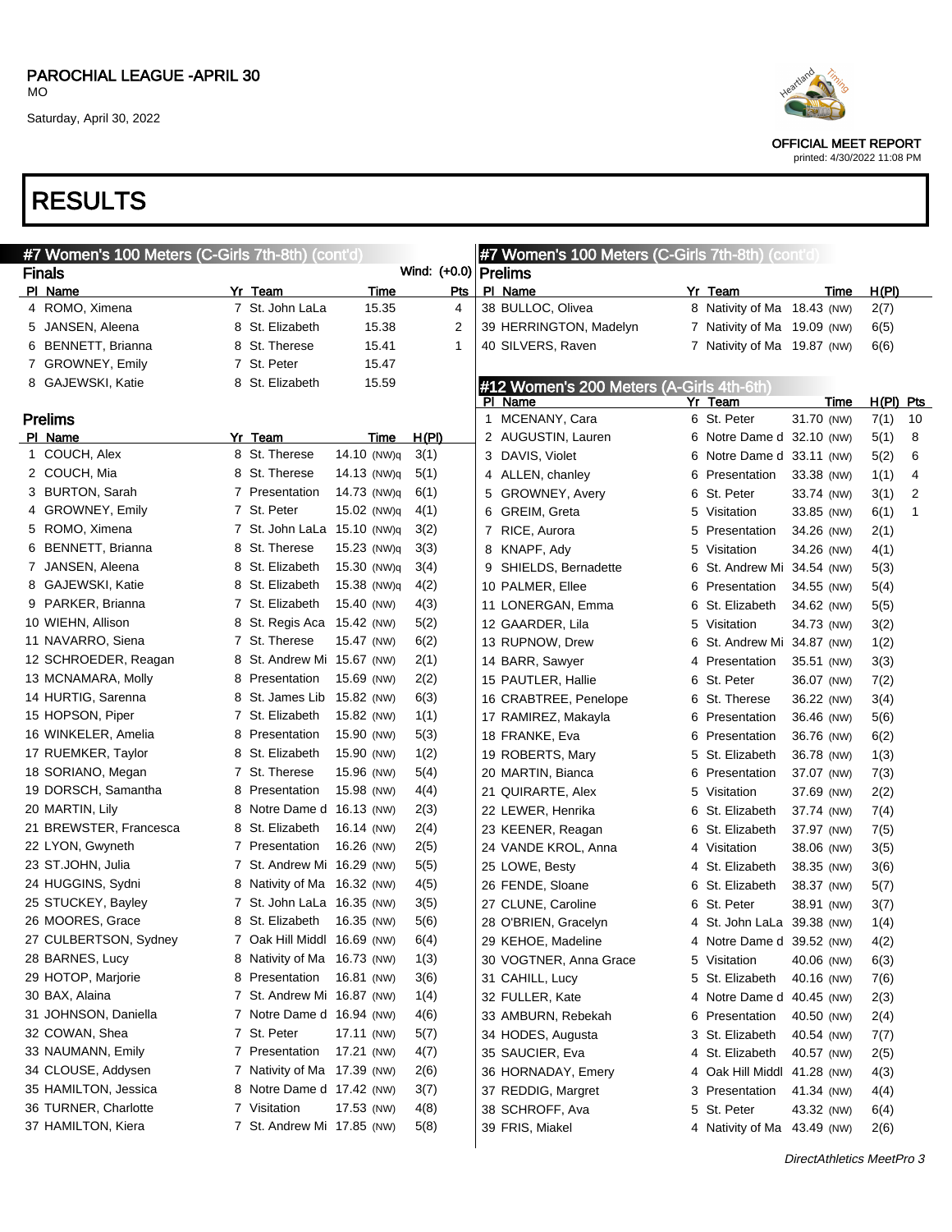# RESULTS

## #7 Women's 100 Meters (C-Girls 7th-8th) (cont'd)

### Finals

Wind: (+0.0)

| Pl | Name | Yr | Team | Time | Pts |
|---|---|---|---|---|---|
| 4 | ROMO, Ximena | 7 | St. John LaLa | 15.35 | 4 |
| 5 | JANSEN, Aleena | 8 | St. Elizabeth | 15.38 | 2 |
| 6 | BENNETT, Brianna | 8 | St. Therese | 15.41 | 1 |
| 7 | GROWNEY, Emily | 7 | St. Peter | 15.47 | |
| 8 | GAJEWSKI, Katie | 8 | St. Elizabeth | 15.59 | |

### Prelims

| Pl | Name | Yr | Team | Time | H(Pl) |
|---|---|---|---|---|---|
| 1 | COUCH, Alex | 8 | St. Therese | 14.10 (NW)q | 3(1) |
| 2 | COUCH, Mia | 8 | St. Therese | 14.13 (NW)q | 5(1) |
| 3 | BURTON, Sarah | 7 | Presentation | 14.73 (NW)q | 6(1) |
| 4 | GROWNEY, Emily | 7 | St. Peter | 15.02 (NW)q | 4(1) |
| 5 | ROMO, Ximena | 7 | St. John LaLa | 15.10 (NW)q | 3(2) |
| 6 | BENNETT, Brianna | 8 | St. Therese | 15.23 (NW)q | 3(3) |
| 7 | JANSEN, Aleena | 8 | St. Elizabeth | 15.30 (NW)q | 3(4) |
| 8 | GAJEWSKI, Katie | 8 | St. Elizabeth | 15.38 (NW)q | 4(2) |
| 9 | PARKER, Brianna | 7 | St. Elizabeth | 15.40 (NW) | 4(3) |
| 10 | WIEHN, Allison | 8 | St. Regis Aca | 15.42 (NW) | 5(2) |
| 11 | NAVARRO, Siena | 7 | St. Therese | 15.47 (NW) | 6(2) |
| 12 | SCHROEDER, Reagan | 8 | St. Andrew Mi | 15.67 (NW) | 2(1) |
| 13 | MCNAMARA, Molly | 8 | Presentation | 15.69 (NW) | 2(2) |
| 14 | HURTIG, Sarenna | 8 | St. James Lib | 15.82 (NW) | 6(3) |
| 15 | HOPSON, Piper | 7 | St. Elizabeth | 15.82 (NW) | 1(1) |
| 16 | WINKELER, Amelia | 8 | Presentation | 15.90 (NW) | 5(3) |
| 17 | RUEMKER, Taylor | 8 | St. Elizabeth | 15.90 (NW) | 1(2) |
| 18 | SORIANO, Megan | 7 | St. Therese | 15.96 (NW) | 5(4) |
| 19 | DORSCH, Samantha | 8 | Presentation | 15.98 (NW) | 4(4) |
| 20 | MARTIN, Lily | 8 | Notre Dame d | 16.13 (NW) | 2(3) |
| 21 | BREWSTER, Francesca | 8 | St. Elizabeth | 16.14 (NW) | 2(4) |
| 22 | LYON, Gwyneth | 7 | Presentation | 16.26 (NW) | 2(5) |
| 23 | ST.JOHN, Julia | 7 | St. Andrew Mi | 16.29 (NW) | 5(5) |
| 24 | HUGGINS, Sydni | 8 | Nativity of Ma | 16.32 (NW) | 4(5) |
| 25 | STUCKEY, Bayley | 7 | St. John LaLa | 16.35 (NW) | 3(5) |
| 26 | MOORES, Grace | 8 | St. Elizabeth | 16.35 (NW) | 5(6) |
| 27 | CULBERTSON, Sydney | 7 | Oak Hill Middl | 16.69 (NW) | 6(4) |
| 28 | BARNES, Lucy | 8 | Nativity of Ma | 16.73 (NW) | 1(3) |
| 29 | HOTOP, Marjorie | 8 | Presentation | 16.81 (NW) | 3(6) |
| 30 | BAX, Alaina | 7 | St. Andrew Mi | 16.87 (NW) | 1(4) |
| 31 | JOHNSON, Daniella | 7 | Notre Dame d | 16.94 (NW) | 4(6) |
| 32 | COWAN, Shea | 7 | St. Peter | 17.11 (NW) | 5(7) |
| 33 | NAUMANN, Emily | 7 | Presentation | 17.21 (NW) | 4(7) |
| 34 | CLOUSE, Addysen | 7 | Nativity of Ma | 17.39 (NW) | 2(6) |
| 35 | HAMILTON, Jessica | 8 | Notre Dame d | 17.42 (NW) | 3(7) |
| 36 | TURNER, Charlotte | 7 | Visitation | 17.53 (NW) | 4(8) |
| 37 | HAMILTON, Kiera | 7 | St. Andrew Mi | 17.85 (NW) | 5(8) |
| 38 | BULLOC, Olivea | 8 | Nativity of Ma | 18.43 (NW) | 2(7) |
| 39 | HERRINGTON, Madelyn | 7 | Nativity of Ma | 19.09 (NW) | 6(5) |
| 40 | SILVERS, Raven | 7 | Nativity of Ma | 19.87 (NW) | 6(6) |

## #12 Women's 200 Meters (A-Girls 4th-6th)

| Pl | Name | Yr | Team | Time | H(Pl) | Pts |
|---|---|---|---|---|---|---|
| 1 | MCENANY, Cara | 6 | St. Peter | 31.70 (NW) | 7(1) | 10 |
| 2 | AUGUSTIN, Lauren | 6 | Notre Dame d | 32.10 (NW) | 5(1) | 8 |
| 3 | DAVIS, Violet | 6 | Notre Dame d | 33.11 (NW) | 5(2) | 6 |
| 4 | ALLEN, chanley | 6 | Presentation | 33.38 (NW) | 1(1) | 4 |
| 5 | GROWNEY, Avery | 6 | St. Peter | 33.74 (NW) | 3(1) | 2 |
| 6 | GREIM, Greta | 5 | Visitation | 33.85 (NW) | 6(1) | 1 |
| 7 | RICE, Aurora | 5 | Presentation | 34.26 (NW) | 2(1) | |
| 8 | KNAPF, Ady | 5 | Visitation | 34.26 (NW) | 4(1) | |
| 9 | SHIELDS, Bernadette | 6 | St. Andrew Mi | 34.54 (NW) | 5(3) | |
| 10 | PALMER, Ellee | 6 | Presentation | 34.55 (NW) | 5(4) | |
| 11 | LONERGAN, Emma | 6 | St. Elizabeth | 34.62 (NW) | 5(5) | |
| 12 | GAARDER, Lila | 5 | Visitation | 34.73 (NW) | 3(2) | |
| 13 | RUPNOW, Drew | 6 | St. Andrew Mi | 34.87 (NW) | 1(2) | |
| 14 | BARR, Sawyer | 4 | Presentation | 35.51 (NW) | 3(3) | |
| 15 | PAUTLER, Hallie | 6 | St. Peter | 36.07 (NW) | 7(2) | |
| 16 | CRABTREE, Penelope | 6 | St. Therese | 36.22 (NW) | 3(4) | |
| 17 | RAMIREZ, Makayla | 6 | Presentation | 36.46 (NW) | 5(6) | |
| 18 | FRANKE, Eva | 6 | Presentation | 36.76 (NW) | 6(2) | |
| 19 | ROBERTS, Mary | 5 | St. Elizabeth | 36.78 (NW) | 1(3) | |
| 20 | MARTIN, Bianca | 6 | Presentation | 37.07 (NW) | 7(3) | |
| 21 | QUIRARTE, Alex | 5 | Visitation | 37.69 (NW) | 2(2) | |
| 22 | LEWER, Henrika | 6 | St. Elizabeth | 37.74 (NW) | 7(4) | |
| 23 | KEENER, Reagan | 6 | St. Elizabeth | 37.97 (NW) | 7(5) | |
| 24 | VANDE KROL, Anna | 4 | Visitation | 38.06 (NW) | 3(5) | |
| 25 | LOWE, Besty | 4 | St. Elizabeth | 38.35 (NW) | 3(6) | |
| 26 | FENDE, Sloane | 6 | St. Elizabeth | 38.37 (NW) | 5(7) | |
| 27 | CLUNE, Caroline | 6 | St. Peter | 38.91 (NW) | 3(7) | |
| 28 | O'BRIEN, Gracelyn | 4 | St. John LaLa | 39.38 (NW) | 1(4) | |
| 29 | KEHOE, Madeline | 4 | Notre Dame d | 39.52 (NW) | 4(2) | |
| 30 | VOGTNER, Anna Grace | 5 | Visitation | 40.06 (NW) | 6(3) | |
| 31 | CAHILL, Lucy | 5 | St. Elizabeth | 40.16 (NW) | 7(6) | |
| 32 | FULLER, Kate | 4 | Notre Dame d | 40.45 (NW) | 2(3) | |
| 33 | AMBURN, Rebekah | 6 | Presentation | 40.50 (NW) | 2(4) | |
| 34 | HODES, Augusta | 3 | St. Elizabeth | 40.54 (NW) | 7(7) | |
| 35 | SAUCIER, Eva | 4 | St. Elizabeth | 40.57 (NW) | 2(5) | |
| 36 | HORNADAY, Emery | 4 | Oak Hill Middl | 41.28 (NW) | 4(3) | |
| 37 | REDDIG, Margret | 3 | Presentation | 41.34 (NW) | 4(4) | |
| 38 | SCHROFF, Ava | 5 | St. Peter | 43.32 (NW) | 6(4) | |
| 39 | FRIS, Miakel | 4 | Nativity of Ma | 43.49 (NW) | 2(6) | |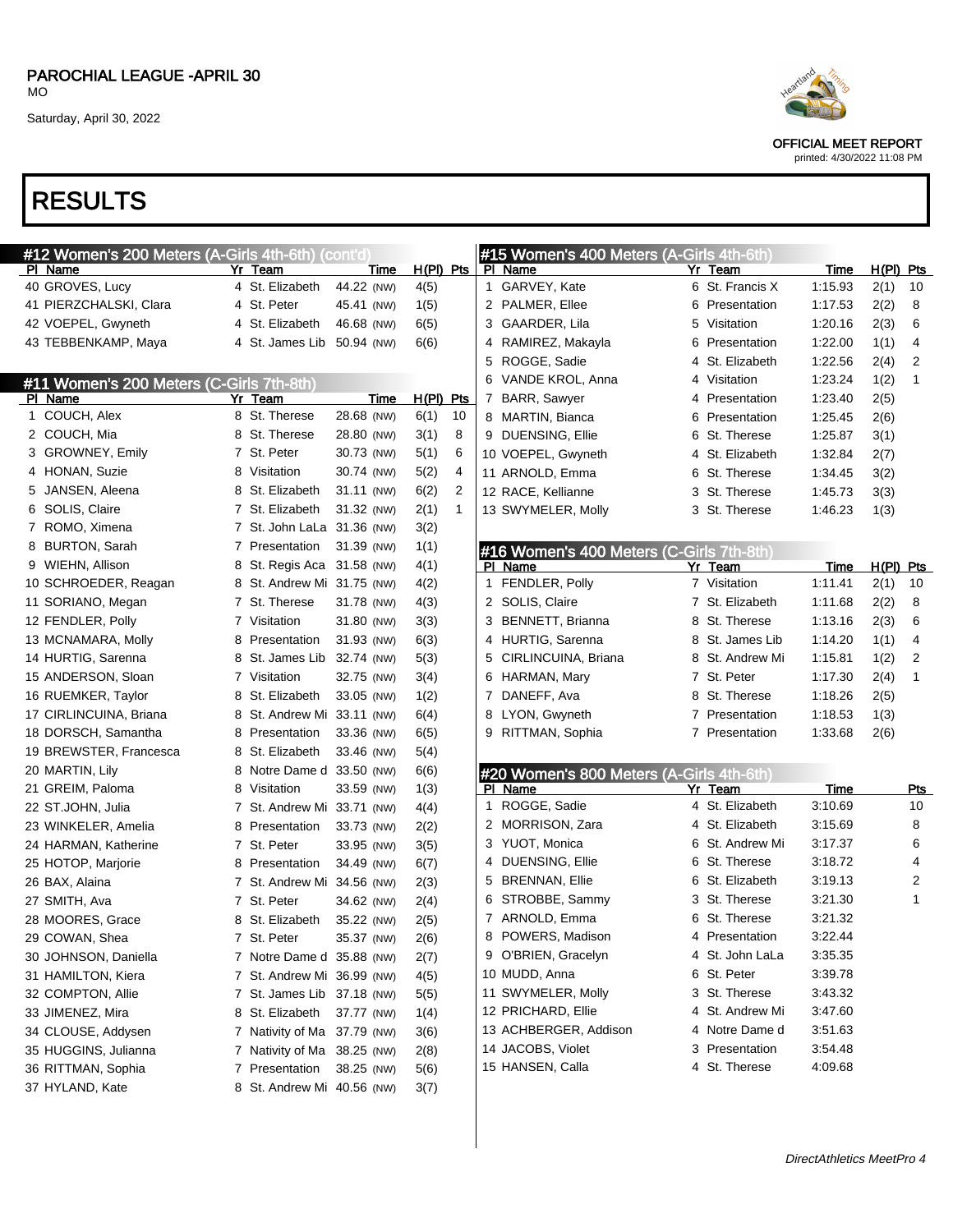PAROCHIAL LEAGUE -APRIL 30
MO

Saturday, April 30, 2022

OFFICIAL MEET REPORT
printed: 4/30/2022 11:08 PM

# RESULTS

## #12 Women's 200 Meters (A-Girls 4th-6th) (cont'd)

| Pl | Name | Yr | Team | Time | H(Pl) | Pts |
|---|---|---|---|---|---|---|
| 40 | GROVES, Lucy | 4 | St. Elizabeth | 44.22 (NW) | 4(5) | |
| 41 | PIERZCHALSKI, Clara | 4 | St. Peter | 45.41 (NW) | 1(5) | |
| 42 | VOEPEL, Gwyneth | 4 | St. Elizabeth | 46.68 (NW) | 6(5) | |
| 43 | TEBBENKAMP, Maya | 4 | St. James Lib | 50.94 (NW) | 6(6) | |

## #11 Women's 200 Meters (C-Girls 7th-8th)

| Pl | Name | Yr | Team | Time | H(Pl) | Pts |
|---|---|---|---|---|---|---|
| 1 | COUCH, Alex | 8 | St. Therese | 28.68 (NW) | 6(1) | 10 |
| 2 | COUCH, Mia | 8 | St. Therese | 28.80 (NW) | 3(1) | 8 |
| 3 | GROWNEY, Emily | 7 | St. Peter | 30.73 (NW) | 5(1) | 6 |
| 4 | HONAN, Suzie | 8 | Visitation | 30.74 (NW) | 5(2) | 4 |
| 5 | JANSEN, Aleena | 8 | St. Elizabeth | 31.11 (NW) | 6(2) | 2 |
| 6 | SOLIS, Claire | 7 | St. Elizabeth | 31.32 (NW) | 2(1) | 1 |
| 7 | ROMO, Ximena | 7 | St. John LaLa | 31.36 (NW) | 3(2) | |
| 8 | BURTON, Sarah | 7 | Presentation | 31.39 (NW) | 1(1) | |
| 9 | WIEHN, Allison | 8 | St. Regis Aca | 31.58 (NW) | 4(1) | |
| 10 | SCHROEDER, Reagan | 8 | St. Andrew Mi | 31.75 (NW) | 4(2) | |
| 11 | SORIANO, Megan | 7 | St. Therese | 31.78 (NW) | 4(3) | |
| 12 | FENDLER, Polly | 7 | Visitation | 31.80 (NW) | 3(3) | |
| 13 | MCNAMARA, Molly | 8 | Presentation | 31.93 (NW) | 6(3) | |
| 14 | HURTIG, Sarenna | 8 | St. James Lib | 32.74 (NW) | 5(3) | |
| 15 | ANDERSON, Sloan | 7 | Visitation | 32.75 (NW) | 3(4) | |
| 16 | RUEMKER, Taylor | 8 | St. Elizabeth | 33.05 (NW) | 1(2) | |
| 17 | CIRLINCUINA, Briana | 8 | St. Andrew Mi | 33.11 (NW) | 6(4) | |
| 18 | DORSCH, Samantha | 8 | Presentation | 33.36 (NW) | 6(5) | |
| 19 | BREWSTER, Francesca | 8 | St. Elizabeth | 33.46 (NW) | 5(4) | |
| 20 | MARTIN, Lily | 8 | Notre Dame d | 33.50 (NW) | 6(6) | |
| 21 | GREIM, Paloma | 8 | Visitation | 33.59 (NW) | 1(3) | |
| 22 | ST.JOHN, Julia | 7 | St. Andrew Mi | 33.71 (NW) | 4(4) | |
| 23 | WINKELER, Amelia | 8 | Presentation | 33.73 (NW) | 2(2) | |
| 24 | HARMAN, Katherine | 7 | St. Peter | 33.95 (NW) | 3(5) | |
| 25 | HOTOP, Marjorie | 8 | Presentation | 34.49 (NW) | 6(7) | |
| 26 | BAX, Alaina | 7 | St. Andrew Mi | 34.56 (NW) | 2(3) | |
| 27 | SMITH, Ava | 7 | St. Peter | 34.62 (NW) | 2(4) | |
| 28 | MOORES, Grace | 8 | St. Elizabeth | 35.22 (NW) | 2(5) | |
| 29 | COWAN, Shea | 7 | St. Peter | 35.37 (NW) | 2(6) | |
| 30 | JOHNSON, Daniella | 7 | Notre Dame d | 35.88 (NW) | 2(7) | |
| 31 | HAMILTON, Kiera | 7 | St. Andrew Mi | 36.99 (NW) | 4(5) | |
| 32 | COMPTON, Allie | 7 | St. James Lib | 37.18 (NW) | 5(5) | |
| 33 | JIMENEZ, Mira | 8 | St. Elizabeth | 37.77 (NW) | 1(4) | |
| 34 | CLOUSE, Addysen | 7 | Nativity of Ma | 37.79 (NW) | 3(6) | |
| 35 | HUGGINS, Julianna | 7 | Nativity of Ma | 38.25 (NW) | 2(8) | |
| 36 | RITTMAN, Sophia | 7 | Presentation | 38.25 (NW) | 5(6) | |
| 37 | HYLAND, Kate | 8 | St. Andrew Mi | 40.56 (NW) | 3(7) | |

## #15 Women's 400 Meters (A-Girls 4th-6th)

| Pl | Name | Yr | Team | Time | H(Pl) | Pts |
|---|---|---|---|---|---|---|
| 1 | GARVEY, Kate | 6 | St. Francis X | 1:15.93 | 2(1) | 10 |
| 2 | PALMER, Ellee | 6 | Presentation | 1:17.53 | 2(2) | 8 |
| 3 | GAARDER, Lila | 5 | Visitation | 1:20.16 | 2(3) | 6 |
| 4 | RAMIREZ, Makayla | 6 | Presentation | 1:22.00 | 1(1) | 4 |
| 5 | ROGGE, Sadie | 4 | St. Elizabeth | 1:22.56 | 2(4) | 2 |
| 6 | VANDE KROL, Anna | 4 | Visitation | 1:23.24 | 1(2) | 1 |
| 7 | BARR, Sawyer | 4 | Presentation | 1:23.40 | 2(5) | |
| 8 | MARTIN, Bianca | 6 | Presentation | 1:25.45 | 2(6) | |
| 9 | DUENSING, Ellie | 6 | St. Therese | 1:25.87 | 3(1) | |
| 10 | VOEPEL, Gwyneth | 4 | St. Elizabeth | 1:32.84 | 2(7) | |
| 11 | ARNOLD, Emma | 6 | St. Therese | 1:34.45 | 3(2) | |
| 12 | RACE, Kellianne | 3 | St. Therese | 1:45.73 | 3(3) | |
| 13 | SWYMELER, Molly | 3 | St. Therese | 1:46.23 | 1(3) | |

## #16 Women's 400 Meters (C-Girls 7th-8th)

| Pl | Name | Yr | Team | Time | H(Pl) | Pts |
|---|---|---|---|---|---|---|
| 1 | FENDLER, Polly | 7 | Visitation | 1:11.41 | 2(1) | 10 |
| 2 | SOLIS, Claire | 7 | St. Elizabeth | 1:11.68 | 2(2) | 8 |
| 3 | BENNETT, Brianna | 8 | St. Therese | 1:13.16 | 2(3) | 6 |
| 4 | HURTIG, Sarenna | 8 | St. James Lib | 1:14.20 | 1(1) | 4 |
| 5 | CIRLINCUINA, Briana | 8 | St. Andrew Mi | 1:15.81 | 1(2) | 2 |
| 6 | HARMAN, Mary | 7 | St. Peter | 1:17.30 | 2(4) | 1 |
| 7 | DANEFF, Ava | 8 | St. Therese | 1:18.26 | 2(5) | |
| 8 | LYON, Gwyneth | 7 | Presentation | 1:18.53 | 1(3) | |
| 9 | RITTMAN, Sophia | 7 | Presentation | 1:33.68 | 2(6) | |

## #20 Women's 800 Meters (A-Girls 4th-6th)

| Pl | Name | Yr | Team | Time | Pts |
|---|---|---|---|---|---|
| 1 | ROGGE, Sadie | 4 | St. Elizabeth | 3:10.69 | 10 |
| 2 | MORRISON, Zara | 4 | St. Elizabeth | 3:15.69 | 8 |
| 3 | YUOT, Monica | 6 | St. Andrew Mi | 3:17.37 | 6 |
| 4 | DUENSING, Ellie | 6 | St. Therese | 3:18.72 | 4 |
| 5 | BRENNAN, Ellie | 6 | St. Elizabeth | 3:19.13 | 2 |
| 6 | STROBBE, Sammy | 3 | St. Therese | 3:21.30 | 1 |
| 7 | ARNOLD, Emma | 6 | St. Therese | 3:21.32 | |
| 8 | POWERS, Madison | 4 | Presentation | 3:22.44 | |
| 9 | O'BRIEN, Gracelyn | 4 | St. John LaLa | 3:35.35 | |
| 10 | MUDD, Anna | 6 | St. Peter | 3:39.78 | |
| 11 | SWYMELER, Molly | 3 | St. Therese | 3:43.32 | |
| 12 | PRICHARD, Ellie | 4 | St. Andrew Mi | 3:47.60 | |
| 13 | ACHBERGER, Addison | 4 | Notre Dame d | 3:51.63 | |
| 14 | JACOBS, Violet | 3 | Presentation | 3:54.48 | |
| 15 | HANSEN, Calla | 4 | St. Therese | 4:09.68 | |

DirectAthletics MeetPro 4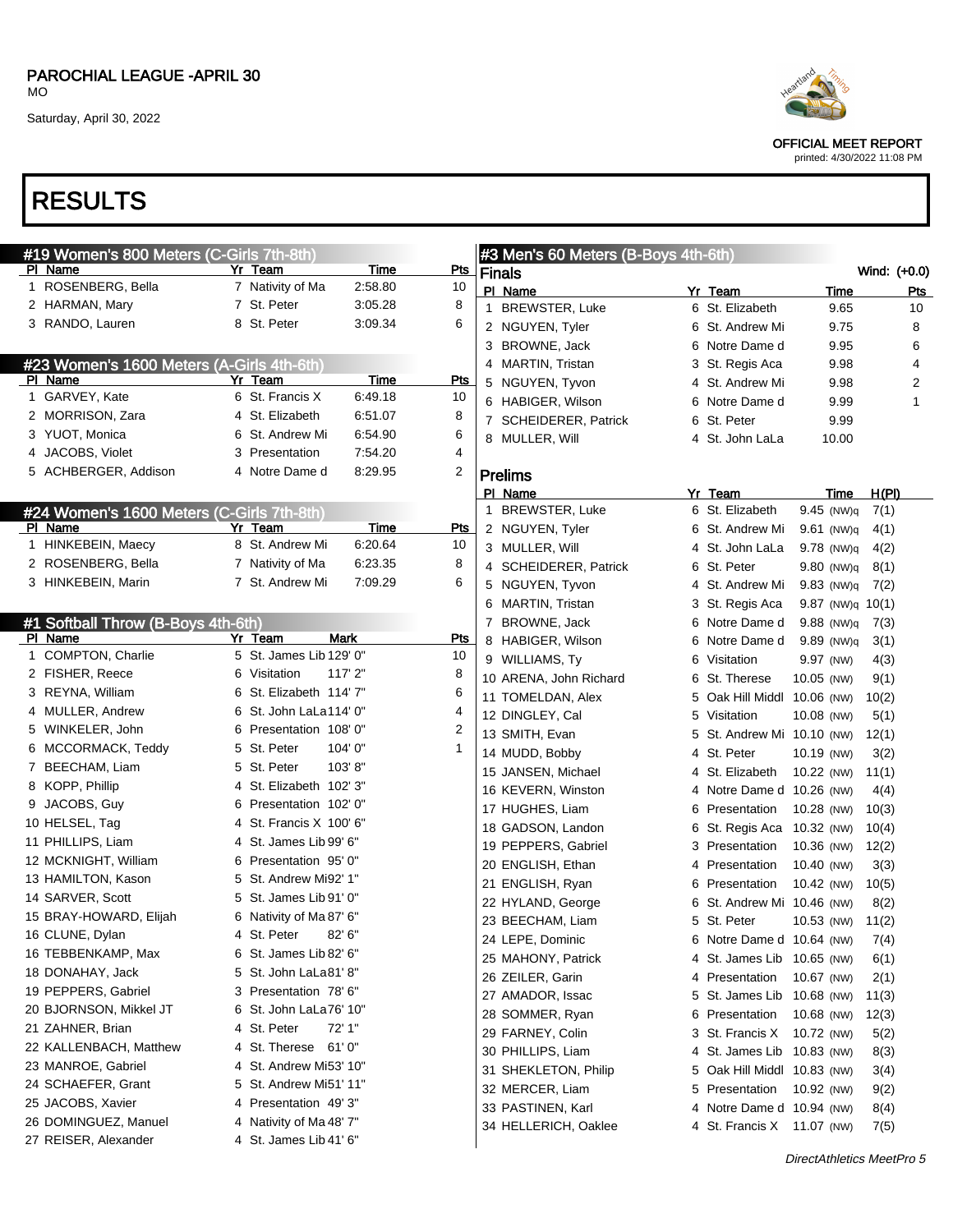PAROCHIAL LEAGUE -APRIL 30
MO
Saturday, April 30, 2022

OFFICIAL MEET REPORT
printed: 4/30/2022 11:08 PM

# RESULTS

## #19 Women's 800 Meters (C-Girls 7th-8th)

| Pl | Name | Yr | Team | Time | Pts |
|---|---|---|---|---|---|
| 1 | ROSENBERG, Bella | 7 | Nativity of Ma | 2:58.80 | 10 |
| 2 | HARMAN, Mary | 7 | St. Peter | 3:05.28 | 8 |
| 3 | RANDO, Lauren | 8 | St. Peter | 3:09.34 | 6 |

## #23 Women's 1600 Meters (A-Girls 4th-6th)

| Pl | Name | Yr | Team | Time | Pts |
|---|---|---|---|---|---|
| 1 | GARVEY, Kate | 6 | St. Francis X | 6:49.18 | 10 |
| 2 | MORRISON, Zara | 4 | St. Elizabeth | 6:51.07 | 8 |
| 3 | YUOT, Monica | 6 | St. Andrew Mi | 6:54.90 | 6 |
| 4 | JACOBS, Violet | 3 | Presentation | 7:54.20 | 4 |
| 5 | ACHBERGER, Addison | 4 | Notre Dame d | 8:29.95 | 2 |

## #24 Women's 1600 Meters (C-Girls 7th-8th)

| Pl | Name | Yr | Team | Time | Pts |
|---|---|---|---|---|---|
| 1 | HINKEBEIN, Maecy | 8 | St. Andrew Mi | 6:20.64 | 10 |
| 2 | ROSENBERG, Bella | 7 | Nativity of Ma | 6:23.35 | 8 |
| 3 | HINKEBEIN, Marin | 7 | St. Andrew Mi | 7:09.29 | 6 |

## #1 Softball Throw (B-Boys 4th-6th)

| Pl | Name | Yr | Team | Mark | Pts |
|---|---|---|---|---|---|
| 1 | COMPTON, Charlie | 5 | St. James Lib | 129' 0" | 10 |
| 2 | FISHER, Reece | 6 | Visitation | 117' 2" | 8 |
| 3 | REYNA, William | 6 | St. Elizabeth | 114' 7" | 6 |
| 4 | MULLER, Andrew | 6 | St. John LaLa | 114' 0" | 4 |
| 5 | WINKELER, John | 6 | Presentation | 108' 0" | 2 |
| 6 | MCCORMACK, Teddy | 5 | St. Peter | 104' 0" | 1 |
| 7 | BEECHAM, Liam | 5 | St. Peter | 103' 8" | |
| 8 | KOPP, Phillip | 4 | St. Elizabeth | 102' 3" | |
| 9 | JACOBS, Guy | 6 | Presentation | 102' 0" | |
| 10 | HELSEL, Tag | 4 | St. Francis X | 100' 6" | |
| 11 | PHILLIPS, Liam | 4 | St. James Lib | 99' 6" | |
| 12 | MCKNIGHT, William | 6 | Presentation | 95' 0" | |
| 13 | HAMILTON, Kason | 5 | St. Andrew Mi | 92' 1" | |
| 14 | SARVER, Scott | 5 | St. James Lib | 91' 0" | |
| 15 | BRAY-HOWARD, Elijah | 6 | Nativity of Ma | 87' 6" | |
| 16 | CLUNE, Dylan | 4 | St. Peter | 82' 6" | |
| 16 | TEBBENKAMP, Max | 6 | St. James Lib | 82' 6" | |
| 18 | DONAHAY, Jack | 5 | St. John LaLa | 81' 8" | |
| 19 | PEPPERS, Gabriel | 3 | Presentation | 78' 6" | |
| 20 | BJORNSON, Mikkel JT | 6 | St. John LaLa | 76' 10" | |
| 21 | ZAHNER, Brian | 4 | St. Peter | 72' 1" | |
| 22 | KALLENBACH, Matthew | 4 | St. Therese | 61' 0" | |
| 23 | MANROE, Gabriel | 4 | St. Andrew Mi | 53' 10" | |
| 24 | SCHAEFER, Grant | 5 | St. Andrew Mi | 51' 11" | |
| 25 | JACOBS, Xavier | 4 | Presentation | 49' 3" | |
| 26 | DOMINGUEZ, Manuel | 4 | Nativity of Ma | 48' 7" | |
| 27 | REISER, Alexander | 4 | St. James Lib | 41' 6" | |

## #3 Men's 60 Meters (B-Boys 4th-6th)

### Finals

Wind: (+0.0)

| Pl | Name | Yr | Team | Time | Pts |
|---|---|---|---|---|---|
| 1 | BREWSTER, Luke | 6 | St. Elizabeth | 9.65 | 10 |
| 2 | NGUYEN, Tyler | 6 | St. Andrew Mi | 9.75 | 8 |
| 3 | BROWNE, Jack | 6 | Notre Dame d | 9.95 | 6 |
| 4 | MARTIN, Tristan | 3 | St. Regis Aca | 9.98 | 4 |
| 5 | NGUYEN, Tyvon | 4 | St. Andrew Mi | 9.98 | 2 |
| 6 | HABIGER, Wilson | 6 | Notre Dame d | 9.99 | 1 |
| 7 | SCHEIDERER, Patrick | 6 | St. Peter | 9.99 | |
| 8 | MULLER, Will | 4 | St. John LaLa | 10.00 | |

### Prelims

| Pl | Name | Yr | Team | Time | H(Pl) |
|---|---|---|---|---|---|
| 1 | BREWSTER, Luke | 6 | St. Elizabeth | 9.45 (NW)q | 7(1) |
| 2 | NGUYEN, Tyler | 6 | St. Andrew Mi | 9.61 (NW)q | 4(1) |
| 3 | MULLER, Will | 4 | St. John LaLa | 9.78 (NW)q | 4(2) |
| 4 | SCHEIDERER, Patrick | 6 | St. Peter | 9.80 (NW)q | 8(1) |
| 5 | NGUYEN, Tyvon | 4 | St. Andrew Mi | 9.83 (NW)q | 7(2) |
| 6 | MARTIN, Tristan | 3 | St. Regis Aca | 9.87 (NW)q | 10(1) |
| 7 | BROWNE, Jack | 6 | Notre Dame d | 9.88 (NW)q | 7(3) |
| 8 | HABIGER, Wilson | 6 | Notre Dame d | 9.89 (NW)q | 3(1) |
| 9 | WILLIAMS, Ty | 6 | Visitation | 9.97 (NW) | 4(3) |
| 10 | ARENA, John Richard | 6 | St. Therese | 10.05 (NW) | 9(1) |
| 11 | TOMELDAN, Alex | 5 | Oak Hill Middl | 10.06 (NW) | 10(2) |
| 12 | DINGLEY, Cal | 5 | Visitation | 10.08 (NW) | 5(1) |
| 13 | SMITH, Evan | 5 | St. Andrew Mi | 10.10 (NW) | 12(1) |
| 14 | MUDD, Bobby | 4 | St. Peter | 10.19 (NW) | 3(2) |
| 15 | JANSEN, Michael | 4 | St. Elizabeth | 10.22 (NW) | 11(1) |
| 16 | KEVERN, Winston | 4 | Notre Dame d | 10.26 (NW) | 4(4) |
| 17 | HUGHES, Liam | 6 | Presentation | 10.28 (NW) | 10(3) |
| 18 | GADSON, Landon | 6 | St. Regis Aca | 10.32 (NW) | 10(4) |
| 19 | PEPPERS, Gabriel | 3 | Presentation | 10.36 (NW) | 12(2) |
| 20 | ENGLISH, Ethan | 4 | Presentation | 10.40 (NW) | 3(3) |
| 21 | ENGLISH, Ryan | 6 | Presentation | 10.42 (NW) | 10(5) |
| 22 | HYLAND, George | 6 | St. Andrew Mi | 10.46 (NW) | 8(2) |
| 23 | BEECHAM, Liam | 5 | St. Peter | 10.53 (NW) | 11(2) |
| 24 | LEPE, Dominic | 6 | Notre Dame d | 10.64 (NW) | 7(4) |
| 25 | MAHONY, Patrick | 4 | St. James Lib | 10.65 (NW) | 6(1) |
| 26 | ZEILER, Garin | 4 | Presentation | 10.67 (NW) | 2(1) |
| 27 | AMADOR, Issac | 5 | St. James Lib | 10.68 (NW) | 11(3) |
| 28 | SOMMER, Ryan | 6 | Presentation | 10.68 (NW) | 12(3) |
| 29 | FARNEY, Colin | 3 | St. Francis X | 10.72 (NW) | 5(2) |
| 30 | PHILLIPS, Liam | 4 | St. James Lib | 10.83 (NW) | 8(3) |
| 31 | SHEKLETON, Philip | 5 | Oak Hill Middl | 10.83 (NW) | 3(4) |
| 32 | MERCER, Liam | 5 | Presentation | 10.92 (NW) | 9(2) |
| 33 | PASTINEN, Karl | 4 | Notre Dame d | 10.94 (NW) | 8(4) |
| 34 | HELLERICH, Oaklee | 4 | St. Francis X | 11.07 (NW) | 7(5) |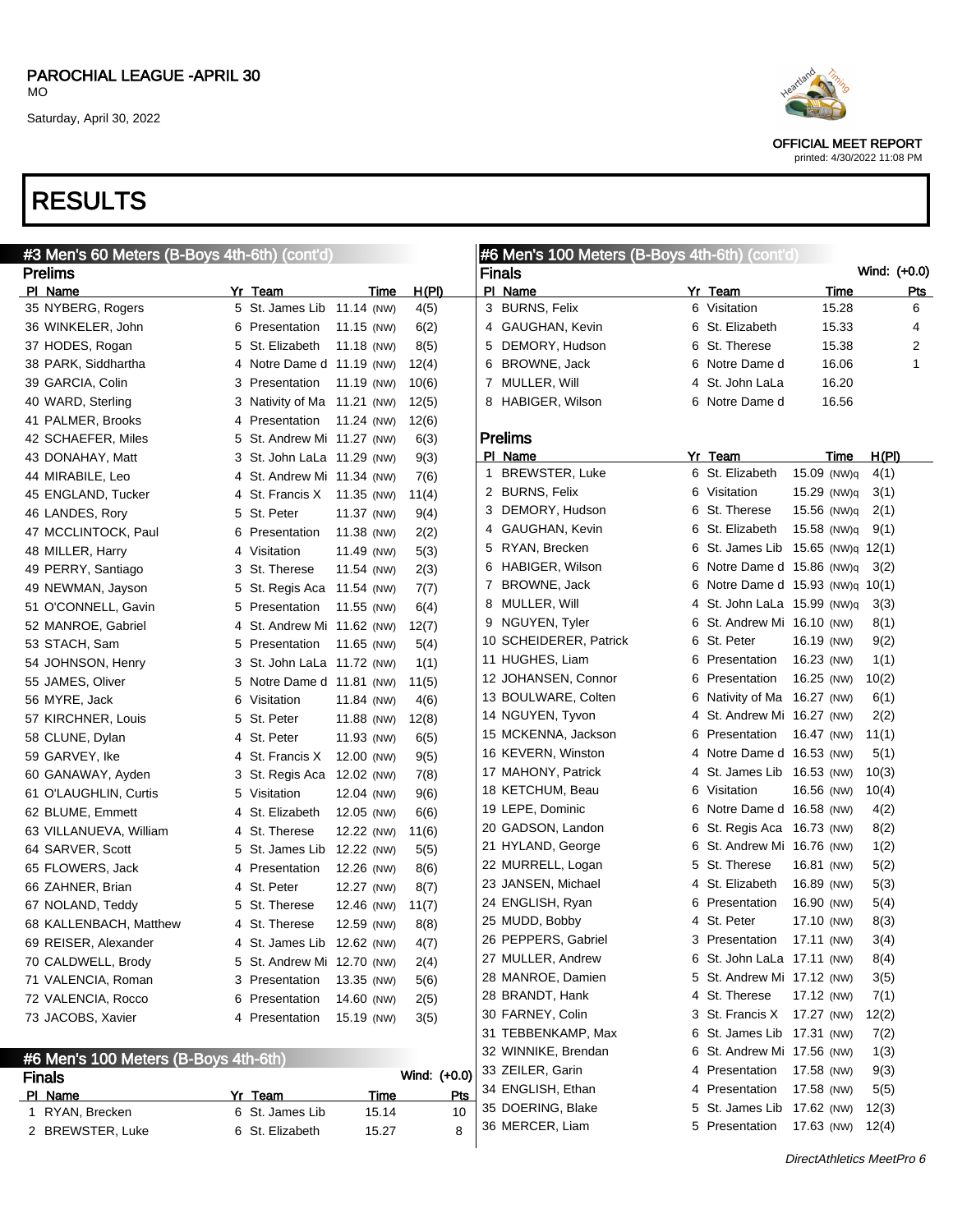PAROCHIAL LEAGUE -APRIL 30
MO

Saturday, April 30, 2022

OFFICIAL MEET REPORT
printed: 4/30/2022 11:08 PM

# RESULTS

## #3 Men's 60 Meters (B-Boys 4th-6th) (cont'd)

### Prelims

| Pl | Name | Yr | Team | Time | H(Pl) |
|---|---|---|---|---|---|
| 35 | NYBERG, Rogers | 5 | St. James Lib | 11.14 (NW) | 4(5) |
| 36 | WINKELER, John | 6 | Presentation | 11.15 (NW) | 6(2) |
| 37 | HODES, Rogan | 5 | St. Elizabeth | 11.18 (NW) | 8(5) |
| 38 | PARK, Siddhartha | 4 | Notre Dame d | 11.19 (NW) | 12(4) |
| 39 | GARCIA, Colin | 3 | Presentation | 11.19 (NW) | 10(6) |
| 40 | WARD, Sterling | 3 | Nativity of Ma | 11.21 (NW) | 12(5) |
| 41 | PALMER, Brooks | 4 | Presentation | 11.24 (NW) | 12(6) |
| 42 | SCHAEFER, Miles | 5 | St. Andrew Mi | 11.27 (NW) | 6(3) |
| 43 | DONAHAY, Matt | 3 | St. John LaLa | 11.29 (NW) | 9(3) |
| 44 | MIRABILE, Leo | 4 | St. Andrew Mi | 11.34 (NW) | 7(6) |
| 45 | ENGLAND, Tucker | 4 | St. Francis X | 11.35 (NW) | 11(4) |
| 46 | LANDES, Rory | 5 | St. Peter | 11.37 (NW) | 9(4) |
| 47 | MCCLINTOCK, Paul | 6 | Presentation | 11.38 (NW) | 2(2) |
| 48 | MILLER, Harry | 4 | Visitation | 11.49 (NW) | 5(3) |
| 49 | PERRY, Santiago | 3 | St. Therese | 11.54 (NW) | 2(3) |
| 49 | NEWMAN, Jayson | 5 | St. Regis Aca | 11.54 (NW) | 7(7) |
| 51 | O'CONNELL, Gavin | 5 | Presentation | 11.55 (NW) | 6(4) |
| 52 | MANROE, Gabriel | 4 | St. Andrew Mi | 11.62 (NW) | 12(7) |
| 53 | STACH, Sam | 5 | Presentation | 11.65 (NW) | 5(4) |
| 54 | JOHNSON, Henry | 3 | St. John LaLa | 11.72 (NW) | 1(1) |
| 55 | JAMES, Oliver | 5 | Notre Dame d | 11.81 (NW) | 11(5) |
| 56 | MYRE, Jack | 6 | Visitation | 11.84 (NW) | 4(6) |
| 57 | KIRCHNER, Louis | 5 | St. Peter | 11.88 (NW) | 12(8) |
| 58 | CLUNE, Dylan | 4 | St. Peter | 11.93 (NW) | 6(5) |
| 59 | GARVEY, Ike | 4 | St. Francis X | 12.00 (NW) | 9(5) |
| 60 | GANAWAY, Ayden | 3 | St. Regis Aca | 12.02 (NW) | 7(8) |
| 61 | O'LAUGHLIN, Curtis | 5 | Visitation | 12.04 (NW) | 9(6) |
| 62 | BLUME, Emmett | 4 | St. Elizabeth | 12.05 (NW) | 6(6) |
| 63 | VILLANUEVA, William | 4 | St. Therese | 12.22 (NW) | 11(6) |
| 64 | SARVER, Scott | 5 | St. James Lib | 12.22 (NW) | 5(5) |
| 65 | FLOWERS, Jack | 4 | Presentation | 12.26 (NW) | 8(6) |
| 66 | ZAHNER, Brian | 4 | St. Peter | 12.27 (NW) | 8(7) |
| 67 | NOLAND, Teddy | 5 | St. Therese | 12.46 (NW) | 11(7) |
| 68 | KALLENBACH, Matthew | 4 | St. Therese | 12.59 (NW) | 8(8) |
| 69 | REISER, Alexander | 4 | St. James Lib | 12.62 (NW) | 4(7) |
| 70 | CALDWELL, Brody | 5 | St. Andrew Mi | 12.70 (NW) | 2(4) |
| 71 | VALENCIA, Roman | 3 | Presentation | 13.35 (NW) | 5(6) |
| 72 | VALENCIA, Rocco | 6 | Presentation | 14.60 (NW) | 2(5) |
| 73 | JACOBS, Xavier | 4 | Presentation | 15.19 (NW) | 3(5) |

## #6 Men's 100 Meters (B-Boys 4th-6th)

### Finals

Wind: (+0.0)

| Pl | Name | Yr | Team | Time | Pts |
|---|---|---|---|---|---|
| 1 | RYAN, Brecken | 6 | St. James Lib | 15.14 | 10 |
| 2 | BREWSTER, Luke | 6 | St. Elizabeth | 15.27 | 8 |
| 3 | BURNS, Felix | 6 | Visitation | 15.28 | 6 |
| 4 | GAUGHAN, Kevin | 6 | St. Elizabeth | 15.33 | 4 |
| 5 | DEMORY, Hudson | 6 | St. Therese | 15.38 | 2 |
| 6 | BROWNE, Jack | 6 | Notre Dame d | 16.06 | 1 |
| 7 | MULLER, Will | 4 | St. John LaLa | 16.20 | |
| 8 | HABIGER, Wilson | 6 | Notre Dame d | 16.56 | |

### Prelims

| Pl | Name | Yr | Team | Time | H(Pl) |
|---|---|---|---|---|---|
| 1 | BREWSTER, Luke | 6 | St. Elizabeth | 15.09 (NW)q | 4(1) |
| 2 | BURNS, Felix | 6 | Visitation | 15.29 (NW)q | 3(1) |
| 3 | DEMORY, Hudson | 6 | St. Therese | 15.56 (NW)q | 2(1) |
| 4 | GAUGHAN, Kevin | 6 | St. Elizabeth | 15.58 (NW)q | 9(1) |
| 5 | RYAN, Brecken | 6 | St. James Lib | 15.65 (NW)q | 12(1) |
| 6 | HABIGER, Wilson | 6 | Notre Dame d | 15.86 (NW)q | 3(2) |
| 7 | BROWNE, Jack | 6 | Notre Dame d | 15.93 (NW)q | 10(1) |
| 8 | MULLER, Will | 4 | St. John LaLa | 15.99 (NW)q | 3(3) |
| 9 | NGUYEN, Tyler | 6 | St. Andrew Mi | 16.10 (NW) | 8(1) |
| 10 | SCHEIDERER, Patrick | 6 | St. Peter | 16.19 (NW) | 9(2) |
| 11 | HUGHES, Liam | 6 | Presentation | 16.23 (NW) | 1(1) |
| 12 | JOHANSEN, Connor | 6 | Presentation | 16.25 (NW) | 10(2) |
| 13 | BOULWARE, Colten | 6 | Nativity of Ma | 16.27 (NW) | 6(1) |
| 14 | NGUYEN, Tyvon | 4 | St. Andrew Mi | 16.27 (NW) | 2(2) |
| 15 | MCKENNA, Jackson | 6 | Presentation | 16.47 (NW) | 11(1) |
| 16 | KEVERN, Winston | 4 | Notre Dame d | 16.53 (NW) | 5(1) |
| 17 | MAHONY, Patrick | 4 | St. James Lib | 16.53 (NW) | 10(3) |
| 18 | KETCHUM, Beau | 6 | Visitation | 16.56 (NW) | 10(4) |
| 19 | LEPE, Dominic | 6 | Notre Dame d | 16.58 (NW) | 4(2) |
| 20 | GADSON, Landon | 6 | St. Regis Aca | 16.73 (NW) | 8(2) |
| 21 | HYLAND, George | 6 | St. Andrew Mi | 16.76 (NW) | 1(2) |
| 22 | MURRELL, Logan | 5 | St. Therese | 16.81 (NW) | 5(2) |
| 23 | JANSEN, Michael | 4 | St. Elizabeth | 16.89 (NW) | 5(3) |
| 24 | ENGLISH, Ryan | 6 | Presentation | 16.90 (NW) | 5(4) |
| 25 | MUDD, Bobby | 4 | St. Peter | 17.10 (NW) | 8(3) |
| 26 | PEPPERS, Gabriel | 3 | Presentation | 17.11 (NW) | 3(4) |
| 27 | MULLER, Andrew | 6 | St. John LaLa | 17.11 (NW) | 8(4) |
| 28 | MANROE, Damien | 5 | St. Andrew Mi | 17.12 (NW) | 3(5) |
| 28 | BRANDT, Hank | 4 | St. Therese | 17.12 (NW) | 7(1) |
| 30 | FARNEY, Colin | 3 | St. Francis X | 17.27 (NW) | 12(2) |
| 31 | TEBBENKAMP, Max | 6 | St. James Lib | 17.31 (NW) | 7(2) |
| 32 | WINNIKE, Brendan | 6 | St. Andrew Mi | 17.56 (NW) | 1(3) |
| 33 | ZEILER, Garin | 4 | Presentation | 17.58 (NW) | 9(3) |
| 34 | ENGLISH, Ethan | 4 | Presentation | 17.58 (NW) | 5(5) |
| 35 | DOERING, Blake | 5 | St. James Lib | 17.62 (NW) | 12(3) |
| 36 | MERCER, Liam | 5 | Presentation | 17.63 (NW) | 12(4) |

DirectAthletics MeetPro 6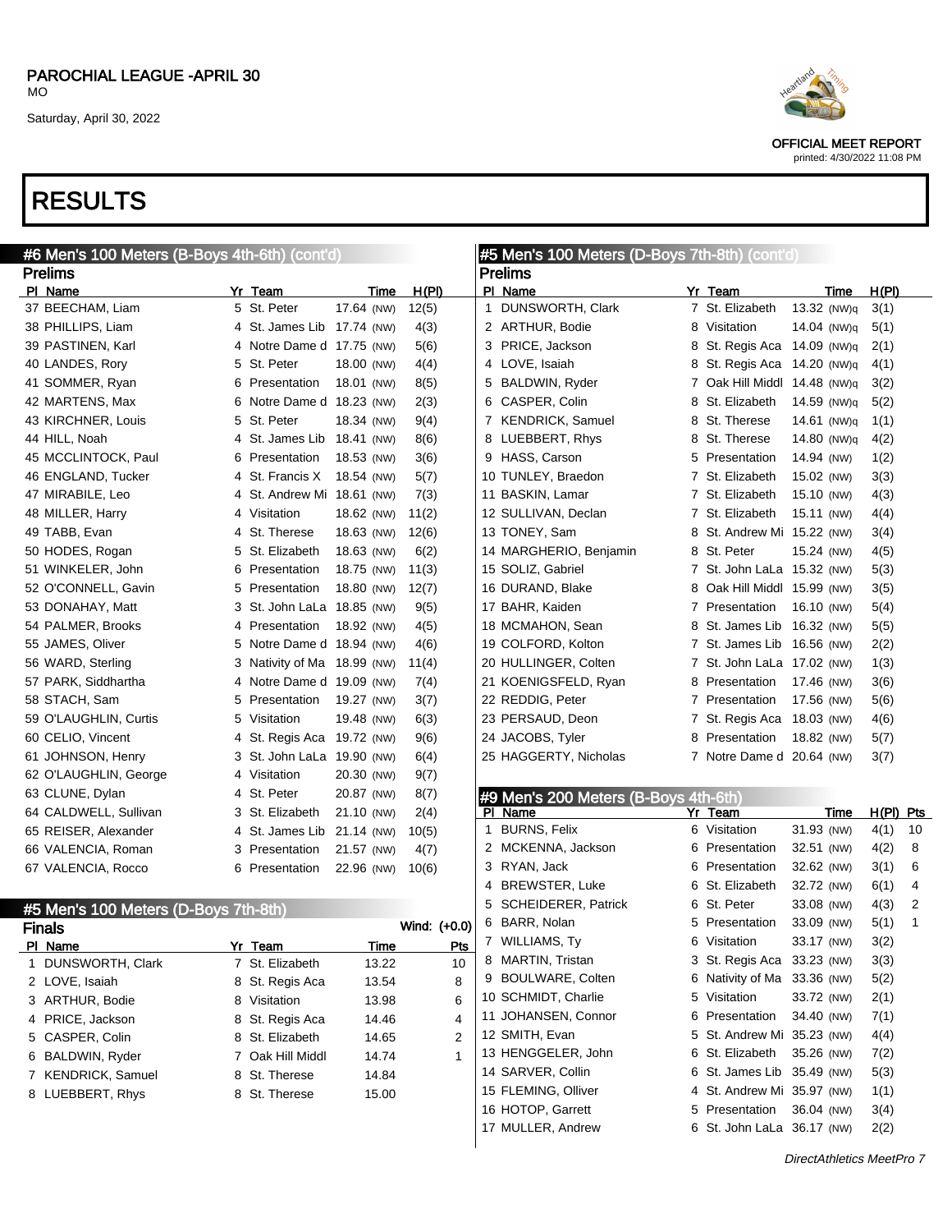PAROCHIAL LEAGUE -APRIL 30
MO
Saturday, April 30, 2022

OFFICIAL MEET REPORT
printed: 4/30/2022 11:08 PM

# RESULTS

## #6 Men's 100 Meters (B-Boys 4th-6th) (cont'd)

### Prelims

| Pl | Name | Yr | Team | Time | H(Pl) |
|---|---|---|---|---|---|
| 37 | BEECHAM, Liam | 5 | St. Peter | 17.64 (NW) | 12(5) |
| 38 | PHILLIPS, Liam | 4 | St. James Lib | 17.74 (NW) | 4(3) |
| 39 | PASTINEN, Karl | 4 | Notre Dame d | 17.75 (NW) | 5(6) |
| 40 | LANDES, Rory | 5 | St. Peter | 18.00 (NW) | 4(4) |
| 41 | SOMMER, Ryan | 6 | Presentation | 18.01 (NW) | 8(5) |
| 42 | MARTENS, Max | 6 | Notre Dame d | 18.23 (NW) | 2(3) |
| 43 | KIRCHNER, Louis | 5 | St. Peter | 18.34 (NW) | 9(4) |
| 44 | HILL, Noah | 4 | St. James Lib | 18.41 (NW) | 8(6) |
| 45 | MCCLINTOCK, Paul | 6 | Presentation | 18.53 (NW) | 3(6) |
| 46 | ENGLAND, Tucker | 4 | St. Francis X | 18.54 (NW) | 5(7) |
| 47 | MIRABILE, Leo | 4 | St. Andrew Mi | 18.61 (NW) | 7(3) |
| 48 | MILLER, Harry | 4 | Visitation | 18.62 (NW) | 11(2) |
| 49 | TABB, Evan | 4 | St. Therese | 18.63 (NW) | 12(6) |
| 50 | HODES, Rogan | 5 | St. Elizabeth | 18.63 (NW) | 6(2) |
| 51 | WINKELER, John | 6 | Presentation | 18.75 (NW) | 11(3) |
| 52 | O'CONNELL, Gavin | 5 | Presentation | 18.80 (NW) | 12(7) |
| 53 | DONAHAY, Matt | 3 | St. John LaLa | 18.85 (NW) | 9(5) |
| 54 | PALMER, Brooks | 4 | Presentation | 18.92 (NW) | 4(5) |
| 55 | JAMES, Oliver | 5 | Notre Dame d | 18.94 (NW) | 4(6) |
| 56 | WARD, Sterling | 3 | Nativity of Ma | 18.99 (NW) | 11(4) |
| 57 | PARK, Siddhartha | 4 | Notre Dame d | 19.09 (NW) | 7(4) |
| 58 | STACH, Sam | 5 | Presentation | 19.27 (NW) | 3(7) |
| 59 | O'LAUGHLIN, Curtis | 5 | Visitation | 19.48 (NW) | 6(3) |
| 60 | CELIO, Vincent | 4 | St. Regis Aca | 19.72 (NW) | 9(6) |
| 61 | JOHNSON, Henry | 3 | St. John LaLa | 19.90 (NW) | 6(4) |
| 62 | O'LAUGHLIN, George | 4 | Visitation | 20.30 (NW) | 9(7) |
| 63 | CLUNE, Dylan | 4 | St. Peter | 20.87 (NW) | 8(7) |
| 64 | CALDWELL, Sullivan | 3 | St. Elizabeth | 21.10 (NW) | 2(4) |
| 65 | REISER, Alexander | 4 | St. James Lib | 21.14 (NW) | 10(5) |
| 66 | VALENCIA, Roman | 3 | Presentation | 21.57 (NW) | 4(7) |
| 67 | VALENCIA, Rocco | 6 | Presentation | 22.96 (NW) | 10(6) |

## #5 Men's 100 Meters (D-Boys 7th-8th)

### Finals

Wind: (+0.0)

| Pl | Name | Yr | Team | Time | Pts |
|---|---|---|---|---|---|
| 1 | DUNSWORTH, Clark | 7 | St. Elizabeth | 13.22 | 10 |
| 2 | LOVE, Isaiah | 8 | St. Regis Aca | 13.54 | 8 |
| 3 | ARTHUR, Bodie | 8 | Visitation | 13.98 | 6 |
| 4 | PRICE, Jackson | 8 | St. Regis Aca | 14.46 | 4 |
| 5 | CASPER, Colin | 8 | St. Elizabeth | 14.65 | 2 |
| 6 | BALDWIN, Ryder | 7 | Oak Hill Middl | 14.74 | 1 |
| 7 | KENDRICK, Samuel | 8 | St. Therese | 14.84 | |
| 8 | LUEBBERT, Rhys | 8 | St. Therese | 15.00 | |

## #5 Men's 100 Meters (D-Boys 7th-8th) (cont'd)

### Prelims

| Pl | Name | Yr | Team | Time | H(Pl) |
|---|---|---|---|---|---|
| 1 | DUNSWORTH, Clark | 7 | St. Elizabeth | 13.32 (NW)q | 3(1) |
| 2 | ARTHUR, Bodie | 8 | Visitation | 14.04 (NW)q | 5(1) |
| 3 | PRICE, Jackson | 8 | St. Regis Aca | 14.09 (NW)q | 2(1) |
| 4 | LOVE, Isaiah | 8 | St. Regis Aca | 14.20 (NW)q | 4(1) |
| 5 | BALDWIN, Ryder | 7 | Oak Hill Middl | 14.48 (NW)q | 3(2) |
| 6 | CASPER, Colin | 8 | St. Elizabeth | 14.59 (NW)q | 5(2) |
| 7 | KENDRICK, Samuel | 8 | St. Therese | 14.61 (NW)q | 1(1) |
| 8 | LUEBBERT, Rhys | 8 | St. Therese | 14.80 (NW)q | 4(2) |
| 9 | HASS, Carson | 5 | Presentation | 14.94 (NW) | 1(2) |
| 10 | TUNLEY, Braedon | 7 | St. Elizabeth | 15.02 (NW) | 3(3) |
| 11 | BASKIN, Lamar | 7 | St. Elizabeth | 15.10 (NW) | 4(3) |
| 12 | SULLIVAN, Declan | 7 | St. Elizabeth | 15.11 (NW) | 4(4) |
| 13 | TONEY, Sam | 8 | St. Andrew Mi | 15.22 (NW) | 3(4) |
| 14 | MARGHERIO, Benjamin | 8 | St. Peter | 15.24 (NW) | 4(5) |
| 15 | SOLIZ, Gabriel | 7 | St. John LaLa | 15.32 (NW) | 5(3) |
| 16 | DURAND, Blake | 8 | Oak Hill Middl | 15.99 (NW) | 3(5) |
| 17 | BAHR, Kaiden | 7 | Presentation | 16.10 (NW) | 5(4) |
| 18 | MCMAHON, Sean | 8 | St. James Lib | 16.32 (NW) | 5(5) |
| 19 | COLFORD, Kolton | 7 | St. James Lib | 16.56 (NW) | 2(2) |
| 20 | HULLINGER, Colten | 7 | St. John LaLa | 17.02 (NW) | 1(3) |
| 21 | KOENIGSFELD, Ryan | 8 | Presentation | 17.46 (NW) | 3(6) |
| 22 | REDDIG, Peter | 7 | Presentation | 17.56 (NW) | 5(6) |
| 23 | PERSAUD, Deon | 7 | St. Regis Aca | 18.03 (NW) | 4(6) |
| 24 | JACOBS, Tyler | 8 | Presentation | 18.82 (NW) | 5(7) |
| 25 | HAGGERTY, Nicholas | 7 | Notre Dame d | 20.64 (NW) | 3(7) |

## #9 Men's 200 Meters (B-Boys 4th-6th)

| Pl | Name | Yr | Team | Time | H(Pl) | Pts |
|---|---|---|---|---|---|---|
| 1 | BURNS, Felix | 6 | Visitation | 31.93 (NW) | 4(1) | 10 |
| 2 | MCKENNA, Jackson | 6 | Presentation | 32.51 (NW) | 4(2) | 8 |
| 3 | RYAN, Jack | 6 | Presentation | 32.62 (NW) | 3(1) | 6 |
| 4 | BREWSTER, Luke | 6 | St. Elizabeth | 32.72 (NW) | 6(1) | 4 |
| 5 | SCHEIDERER, Patrick | 6 | St. Peter | 33.08 (NW) | 4(3) | 2 |
| 6 | BARR, Nolan | 5 | Presentation | 33.09 (NW) | 5(1) | 1 |
| 7 | WILLIAMS, Ty | 6 | Visitation | 33.17 (NW) | 3(2) | |
| 8 | MARTIN, Tristan | 3 | St. Regis Aca | 33.23 (NW) | 3(3) | |
| 9 | BOULWARE, Colten | 6 | Nativity of Ma | 33.36 (NW) | 5(2) | |
| 10 | SCHMIDT, Charlie | 5 | Visitation | 33.72 (NW) | 2(1) | |
| 11 | JOHANSEN, Connor | 6 | Presentation | 34.40 (NW) | 7(1) | |
| 12 | SMITH, Evan | 5 | St. Andrew Mi | 35.23 (NW) | 4(4) | |
| 13 | HENGGELER, John | 6 | St. Elizabeth | 35.26 (NW) | 7(2) | |
| 14 | SARVER, Collin | 6 | St. James Lib | 35.49 (NW) | 5(3) | |
| 15 | FLEMING, Olliver | 4 | St. Andrew Mi | 35.97 (NW) | 1(1) | |
| 16 | HOTOP, Garrett | 5 | Presentation | 36.04 (NW) | 3(4) | |
| 17 | MULLER, Andrew | 6 | St. John LaLa | 36.17 (NW) | 2(2) | |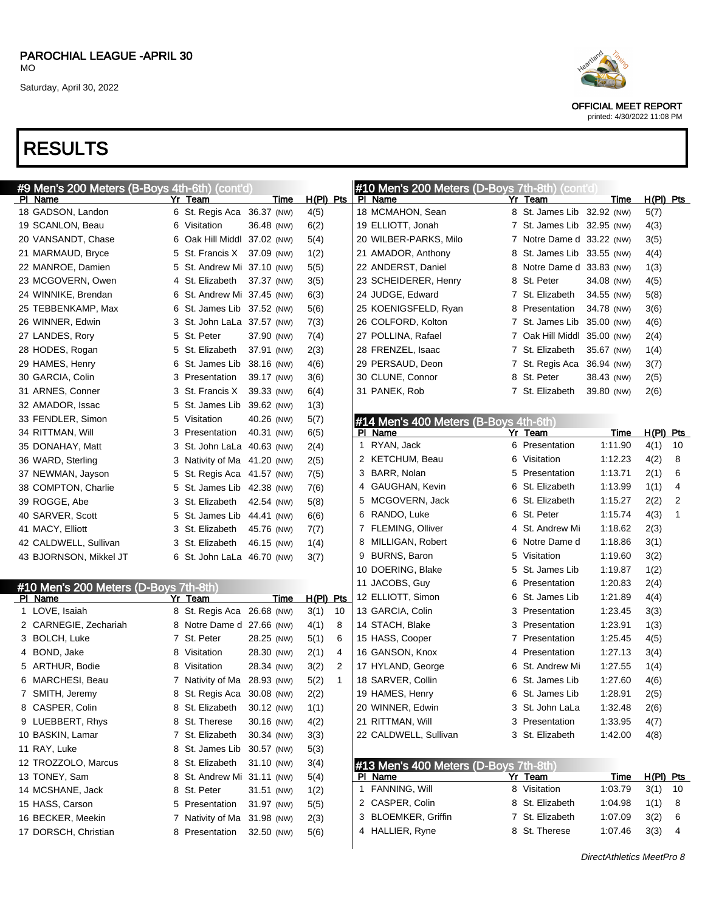PAROCHIAL LEAGUE -APRIL 30
MO

Saturday, April 30, 2022

OFFICIAL MEET REPORT
printed: 4/30/2022 11:08 PM

# RESULTS

## #9 Men's 200 Meters (B-Boys 4th-6th) (cont'd)

| Pl | Name | Yr | Team | Time | | H(Pl) | Pts |
|---|---|---|---|---|---|---|---|
| 18 | GADSON, Landon | 6 | St. Regis Aca | 36.37 | (NW) | 4(5) | |
| 19 | SCANLON, Beau | 6 | Visitation | 36.48 | (NW) | 6(2) | |
| 20 | VANSANDT, Chase | 6 | Oak Hill Middl | 37.02 | (NW) | 5(4) | |
| 21 | MARMAUD, Bryce | 5 | St. Francis X | 37.09 | (NW) | 1(2) | |
| 22 | MANROE, Damien | 5 | St. Andrew Mi | 37.10 | (NW) | 5(5) | |
| 23 | MCGOVERN, Owen | 4 | St. Elizabeth | 37.37 | (NW) | 3(5) | |
| 24 | WINNIKE, Brendan | 6 | St. Andrew Mi | 37.45 | (NW) | 6(3) | |
| 25 | TEBBENKAMP, Max | 6 | St. James Lib | 37.52 | (NW) | 5(6) | |
| 26 | WINNER, Edwin | 3 | St. John LaLa | 37.57 | (NW) | 7(3) | |
| 27 | LANDES, Rory | 5 | St. Peter | 37.90 | (NW) | 7(4) | |
| 28 | HODES, Rogan | 5 | St. Elizabeth | 37.91 | (NW) | 2(3) | |
| 29 | HAMES, Henry | 6 | St. James Lib | 38.16 | (NW) | 4(6) | |
| 30 | GARCIA, Colin | 3 | Presentation | 39.17 | (NW) | 3(6) | |
| 31 | ARNES, Conner | 3 | St. Francis X | 39.33 | (NW) | 6(4) | |
| 32 | AMADOR, Issac | 5 | St. James Lib | 39.62 | (NW) | 1(3) | |
| 33 | FENDLER, Simon | 5 | Visitation | 40.26 | (NW) | 5(7) | |
| 34 | RITTMAN, Will | 3 | Presentation | 40.31 | (NW) | 6(5) | |
| 35 | DONAHAY, Matt | 3 | St. John LaLa | 40.63 | (NW) | 2(4) | |
| 36 | WARD, Sterling | 3 | Nativity of Ma | 41.20 | (NW) | 2(5) | |
| 37 | NEWMAN, Jayson | 5 | St. Regis Aca | 41.57 | (NW) | 7(5) | |
| 38 | COMPTON, Charlie | 5 | St. James Lib | 42.38 | (NW) | 7(6) | |
| 39 | ROGGE, Abe | 3 | St. Elizabeth | 42.54 | (NW) | 5(8) | |
| 40 | SARVER, Scott | 5 | St. James Lib | 44.41 | (NW) | 6(6) | |
| 41 | MACY, Elliott | 3 | St. Elizabeth | 45.76 | (NW) | 7(7) | |
| 42 | CALDWELL, Sullivan | 3 | St. Elizabeth | 46.15 | (NW) | 1(4) | |
| 43 | BJORNSON, Mikkel JT | 6 | St. John LaLa | 46.70 | (NW) | 3(7) | |

## #10 Men's 200 Meters (D-Boys 7th-8th)

| Pl | Name | Yr | Team | Time | | H(Pl) | Pts |
|---|---|---|---|---|---|---|---|
| 1 | LOVE, Isaiah | 8 | St. Regis Aca | 26.68 | (NW) | 3(1) | 10 |
| 2 | CARNEGIE, Zechariah | 8 | Notre Dame d | 27.66 | (NW) | 4(1) | 8 |
| 3 | BOLCH, Luke | 7 | St. Peter | 28.25 | (NW) | 5(1) | 6 |
| 4 | BOND, Jake | 8 | Visitation | 28.30 | (NW) | 2(1) | 4 |
| 5 | ARTHUR, Bodie | 8 | Visitation | 28.34 | (NW) | 3(2) | 2 |
| 6 | MARCHESI, Beau | 7 | Nativity of Ma | 28.93 | (NW) | 5(2) | 1 |
| 7 | SMITH, Jeremy | 8 | St. Regis Aca | 30.08 | (NW) | 2(2) | |
| 8 | CASPER, Colin | 8 | St. Elizabeth | 30.12 | (NW) | 1(1) | |
| 9 | LUEBBERT, Rhys | 8 | St. Therese | 30.16 | (NW) | 4(2) | |
| 10 | BASKIN, Lamar | 7 | St. Elizabeth | 30.34 | (NW) | 3(3) | |
| 11 | RAY, Luke | 8 | St. James Lib | 30.57 | (NW) | 5(3) | |
| 12 | TROZZOLO, Marcus | 8 | St. Elizabeth | 31.10 | (NW) | 3(4) | |
| 13 | TONEY, Sam | 8 | St. Andrew Mi | 31.11 | (NW) | 5(4) | |
| 14 | MCSHANE, Jack | 8 | St. Peter | 31.51 | (NW) | 1(2) | |
| 15 | HASS, Carson | 5 | Presentation | 31.97 | (NW) | 5(5) | |
| 16 | BECKER, Meekin | 7 | Nativity of Ma | 31.98 | (NW) | 2(3) | |
| 17 | DORSCH, Christian | 8 | Presentation | 32.50 | (NW) | 5(6) | |

## #10 Men's 200 Meters (D-Boys 7th-8th) (cont'd)

| Pl | Name | Yr | Team | Time | | H(Pl) | Pts |
|---|---|---|---|---|---|---|---|
| 18 | MCMAHON, Sean | 8 | St. James Lib | 32.92 | (NW) | 5(7) | |
| 19 | ELLIOTT, Jonah | 7 | St. James Lib | 32.95 | (NW) | 4(3) | |
| 20 | WILBER-PARKS, Milo | 7 | Notre Dame d | 33.22 | (NW) | 3(5) | |
| 21 | AMADOR, Anthony | 8 | St. James Lib | 33.55 | (NW) | 4(4) | |
| 22 | ANDERST, Daniel | 8 | Notre Dame d | 33.83 | (NW) | 1(3) | |
| 23 | SCHEIDERER, Henry | 8 | St. Peter | 34.08 | (NW) | 4(5) | |
| 24 | JUDGE, Edward | 7 | St. Elizabeth | 34.55 | (NW) | 5(8) | |
| 25 | KOENIGSFELD, Ryan | 8 | Presentation | 34.78 | (NW) | 3(6) | |
| 26 | COLFORD, Kolton | 7 | St. James Lib | 35.00 | (NW) | 4(6) | |
| 27 | POLLINA, Rafael | 7 | Oak Hill Middl | 35.00 | (NW) | 2(4) | |
| 28 | FRENZEL, Isaac | 7 | St. Elizabeth | 35.67 | (NW) | 1(4) | |
| 29 | PERSAUD, Deon | 7 | St. Regis Aca | 36.94 | (NW) | 3(7) | |
| 30 | CLUNE, Connor | 8 | St. Peter | 38.43 | (NW) | 2(5) | |
| 31 | PANEK, Rob | 7 | St. Elizabeth | 39.80 | (NW) | 2(6) | |

## #14 Men's 400 Meters (B-Boys 4th-6th)

| Pl | Name | Yr | Team | Time | H(Pl) | Pts |
|---|---|---|---|---|---|---|
| 1 | RYAN, Jack | 6 | Presentation | 1:11.90 | 4(1) | 10 |
| 2 | KETCHUM, Beau | 6 | Visitation | 1:12.23 | 4(2) | 8 |
| 3 | BARR, Nolan | 5 | Presentation | 1:13.71 | 2(1) | 6 |
| 4 | GAUGHAN, Kevin | 6 | St. Elizabeth | 1:13.99 | 1(1) | 4 |
| 5 | MCGOVERN, Jack | 6 | St. Elizabeth | 1:15.27 | 2(2) | 2 |
| 6 | RANDO, Luke | 6 | St. Peter | 1:15.74 | 4(3) | 1 |
| 7 | FLEMING, Olliver | 4 | St. Andrew Mi | 1:18.62 | 2(3) | |
| 8 | MILLIGAN, Robert | 6 | Notre Dame d | 1:18.86 | 3(1) | |
| 9 | BURNS, Baron | 5 | Visitation | 1:19.60 | 3(2) | |
| 10 | DOERING, Blake | 5 | St. James Lib | 1:19.87 | 1(2) | |
| 11 | JACOBS, Guy | 6 | Presentation | 1:20.83 | 2(4) | |
| 12 | ELLIOTT, Simon | 6 | St. James Lib | 1:21.89 | 4(4) | |
| 13 | GARCIA, Colin | 3 | Presentation | 1:23.45 | 3(3) | |
| 14 | STACH, Blake | 3 | Presentation | 1:23.91 | 1(3) | |
| 15 | HASS, Cooper | 7 | Presentation | 1:25.45 | 4(5) | |
| 16 | GANSON, Knox | 4 | Presentation | 1:27.13 | 3(4) | |
| 17 | HYLAND, George | 6 | St. Andrew Mi | 1:27.55 | 1(4) | |
| 18 | SARVER, Collin | 6 | St. James Lib | 1:27.60 | 4(6) | |
| 19 | HAMES, Henry | 6 | St. James Lib | 1:28.91 | 2(5) | |
| 20 | WINNER, Edwin | 3 | St. John LaLa | 1:32.48 | 2(6) | |
| 21 | RITTMAN, Will | 3 | Presentation | 1:33.95 | 4(7) | |
| 22 | CALDWELL, Sullivan | 3 | St. Elizabeth | 1:42.00 | 4(8) | |

## #13 Men's 400 Meters (D-Boys 7th-8th)

| Pl | Name | Yr | Team | Time | H(Pl) | Pts |
|---|---|---|---|---|---|---|
| 1 | FANNING, Will | 8 | Visitation | 1:03.79 | 3(1) | 10 |
| 2 | CASPER, Colin | 8 | St. Elizabeth | 1:04.98 | 1(1) | 8 |
| 3 | BLOEMKER, Griffin | 7 | St. Elizabeth | 1:07.09 | 3(2) | 6 |
| 4 | HALLIER, Ryne | 8 | St. Therese | 1:07.46 | 3(3) | 4 |

DirectAthletics MeetPro 8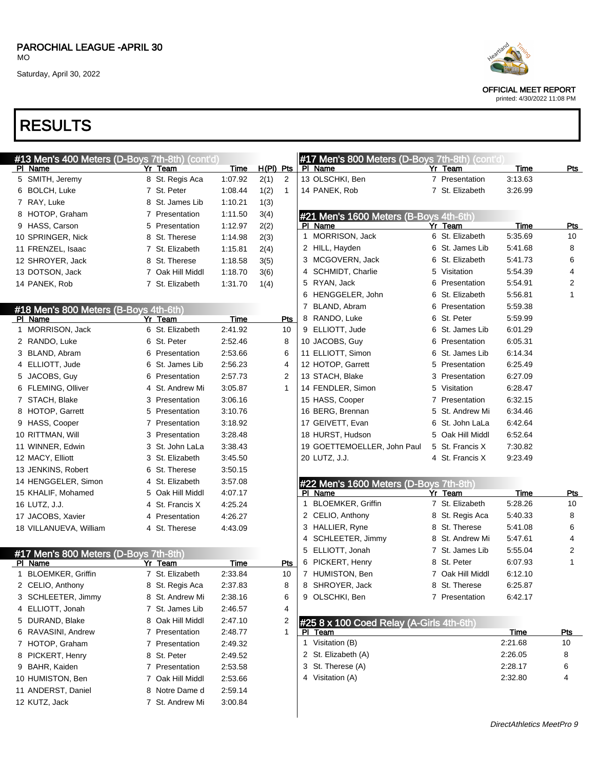PAROCHIAL LEAGUE -APRIL 30
MO
Saturday, April 30, 2022

OFFICIAL MEET REPORT
printed: 4/30/2022 11:08 PM

# RESULTS

## #13 Men's 400 Meters (D-Boys 7th-8th) (cont'd)

| Pl | Name | Yr | Team | Time | H(Pl) | Pts |
|---|---|---|---|---|---|---|
| 5 | SMITH, Jeremy | 8 | St. Regis Aca | 1:07.92 | 2(1) | 2 |
| 6 | BOLCH, Luke | 7 | St. Peter | 1:08.44 | 1(2) | 1 |
| 7 | RAY, Luke | 8 | St. James Lib | 1:10.21 | 1(3) | |
| 8 | HOTOP, Graham | 7 | Presentation | 1:11.50 | 3(4) | |
| 9 | HASS, Carson | 5 | Presentation | 1:12.97 | 2(2) | |
| 10 | SPRINGER, Nick | 8 | St. Therese | 1:14.98 | 2(3) | |
| 11 | FRENZEL, Isaac | 7 | St. Elizabeth | 1:15.81 | 2(4) | |
| 12 | SHROYER, Jack | 8 | St. Therese | 1:18.58 | 3(5) | |
| 13 | DOTSON, Jack | 7 | Oak Hill Middl | 1:18.70 | 3(6) | |
| 14 | PANEK, Rob | 7 | St. Elizabeth | 1:31.70 | 1(4) | |

## #18 Men's 800 Meters (B-Boys 4th-6th)

| Pl | Name | Yr | Team | Time | Pts |
|---|---|---|---|---|---|
| 1 | MORRISON, Jack | 6 | St. Elizabeth | 2:41.92 | 10 |
| 2 | RANDO, Luke | 6 | St. Peter | 2:52.46 | 8 |
| 3 | BLAND, Abram | 6 | Presentation | 2:53.66 | 6 |
| 4 | ELLIOTT, Jude | 6 | St. James Lib | 2:56.23 | 4 |
| 5 | JACOBS, Guy | 6 | Presentation | 2:57.73 | 2 |
| 6 | FLEMING, Olliver | 4 | St. Andrew Mi | 3:05.87 | 1 |
| 7 | STACH, Blake | 3 | Presentation | 3:06.16 | |
| 8 | HOTOP, Garrett | 5 | Presentation | 3:10.76 | |
| 9 | HASS, Cooper | 7 | Presentation | 3:18.92 | |
| 10 | RITTMAN, Will | 3 | Presentation | 3:28.48 | |
| 11 | WINNER, Edwin | 3 | St. John LaLa | 3:38.43 | |
| 12 | MACY, Elliott | 3 | St. Elizabeth | 3:45.50 | |
| 13 | JENKINS, Robert | 6 | St. Therese | 3:50.15 | |
| 14 | HENGGELER, Simon | 4 | St. Elizabeth | 3:57.08 | |
| 15 | KHALIF, Mohamed | 5 | Oak Hill Middl | 4:07.17 | |
| 16 | LUTZ, J.J. | 4 | St. Francis X | 4:25.24 | |
| 17 | JACOBS, Xavier | 4 | Presentation | 4:26.27 | |
| 18 | VILLANUEVA, William | 4 | St. Therese | 4:43.09 | |

## #17 Men's 800 Meters (D-Boys 7th-8th)

| Pl | Name | Yr | Team | Time | Pts |
|---|---|---|---|---|---|
| 1 | BLOEMKER, Griffin | 7 | St. Elizabeth | 2:33.84 | 10 |
| 2 | CELIO, Anthony | 8 | St. Regis Aca | 2:37.83 | 8 |
| 3 | SCHLEETER, Jimmy | 8 | St. Andrew Mi | 2:38.16 | 6 |
| 4 | ELLIOTT, Jonah | 7 | St. James Lib | 2:46.57 | 4 |
| 5 | DURAND, Blake | 8 | Oak Hill Middl | 2:47.10 | 2 |
| 6 | RAVASINI, Andrew | 7 | Presentation | 2:48.77 | 1 |
| 7 | HOTOP, Graham | 7 | Presentation | 2:49.32 | |
| 8 | PICKERT, Henry | 8 | St. Peter | 2:49.52 | |
| 9 | BAHR, Kaiden | 7 | Presentation | 2:53.58 | |
| 10 | HUMISTON, Ben | 7 | Oak Hill Middl | 2:53.66 | |
| 11 | ANDERST, Daniel | 8 | Notre Dame d | 2:59.14 | |
| 12 | KUTZ, Jack | 7 | St. Andrew Mi | 3:00.84 | |
| 13 | OLSCHKI, Ben | 7 | Presentation | 3:13.63 | |
| 14 | PANEK, Rob | 7 | St. Elizabeth | 3:26.99 | |

## #21 Men's 1600 Meters (B-Boys 4th-6th)

| Pl | Name | Yr | Team | Time | Pts |
|---|---|---|---|---|---|
| 1 | MORRISON, Jack | 6 | St. Elizabeth | 5:35.69 | 10 |
| 2 | HILL, Hayden | 6 | St. James Lib | 5:41.68 | 8 |
| 3 | MCGOVERN, Jack | 6 | St. Elizabeth | 5:41.73 | 6 |
| 4 | SCHMIDT, Charlie | 5 | Visitation | 5:54.39 | 4 |
| 5 | RYAN, Jack | 6 | Presentation | 5:54.91 | 2 |
| 6 | HENGGELER, John | 6 | St. Elizabeth | 5:56.81 | 1 |
| 7 | BLAND, Abram | 6 | Presentation | 5:59.38 | |
| 8 | RANDO, Luke | 6 | St. Peter | 5:59.99 | |
| 9 | ELLIOTT, Jude | 6 | St. James Lib | 6:01.29 | |
| 10 | JACOBS, Guy | 6 | Presentation | 6:05.31 | |
| 11 | ELLIOTT, Simon | 6 | St. James Lib | 6:14.34 | |
| 12 | HOTOP, Garrett | 5 | Presentation | 6:25.49 | |
| 13 | STACH, Blake | 3 | Presentation | 6:27.09 | |
| 14 | FENDLER, Simon | 5 | Visitation | 6:28.47 | |
| 15 | HASS, Cooper | 7 | Presentation | 6:32.15 | |
| 16 | BERG, Brennan | 5 | St. Andrew Mi | 6:34.46 | |
| 17 | GEIVETT, Evan | 6 | St. John LaLa | 6:42.64 | |
| 18 | HURST, Hudson | 5 | Oak Hill Middl | 6:52.64 | |
| 19 | GOETTEMOELLER, John Paul | 5 | St. Francis X | 7:30.82 | |
| 20 | LUTZ, J.J. | 4 | St. Francis X | 9:23.49 | |

## #22 Men's 1600 Meters (D-Boys 7th-8th)

| Pl | Name | Yr | Team | Time | Pts |
|---|---|---|---|---|---|
| 1 | BLOEMKER, Griffin | 7 | St. Elizabeth | 5:28.26 | 10 |
| 2 | CELIO, Anthony | 8 | St. Regis Aca | 5:40.33 | 8 |
| 3 | HALLIER, Ryne | 8 | St. Therese | 5:41.08 | 6 |
| 4 | SCHLEETER, Jimmy | 8 | St. Andrew Mi | 5:47.61 | 4 |
| 5 | ELLIOTT, Jonah | 7 | St. James Lib | 5:55.04 | 2 |
| 6 | PICKERT, Henry | 8 | St. Peter | 6:07.93 | 1 |
| 7 | HUMISTON, Ben | 7 | Oak Hill Middl | 6:12.10 | |
| 8 | SHROYER, Jack | 8 | St. Therese | 6:25.87 | |
| 9 | OLSCHKI, Ben | 7 | Presentation | 6:42.17 | |

## #25 8 x 100 Coed Relay (A-Girls 4th-6th)

| Pl | Team | Time | Pts |
|---|---|---|---|
| 1 | Visitation (B) | 2:21.68 | 10 |
| 2 | St. Elizabeth (A) | 2:26.05 | 8 |
| 3 | St. Therese (A) | 2:28.17 | 6 |
| 4 | Visitation (A) | 2:32.80 | 4 |

*DirectAthletics MeetPro 9*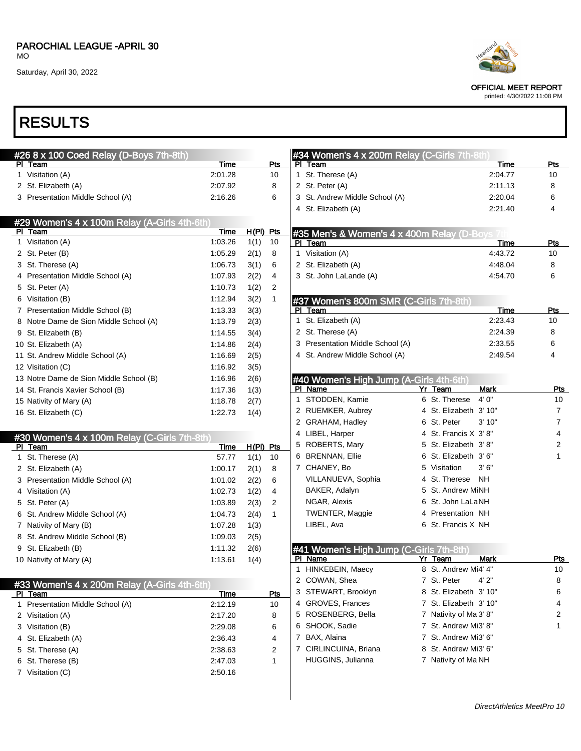PAROCHIAL LEAGUE -APRIL 30
MO
Saturday, April 30, 2022

OFFICIAL MEET REPORT
printed: 4/30/2022 11:08 PM

# RESULTS

## #26 8 x 100 Coed Relay (D-Boys 7th-8th)

| Pl | Team | Time | Pts |
|---|---|---|---|
| 1 | Visitation (A) | 2:01.28 | 10 |
| 2 | St. Elizabeth (A) | 2:07.92 | 8 |
| 3 | Presentation Middle School (A) | 2:16.26 | 6 |

## #29 Women's 4 x 100m Relay (A-Girls 4th-6th)

| Pl | Team | Time | H(Pl) | Pts |
|---|---|---|---|---|
| 1 | Visitation (A) | 1:03.26 | 1(1) | 10 |
| 2 | St. Peter (B) | 1:05.29 | 2(1) | 8 |
| 3 | St. Therese (A) | 1:06.73 | 3(1) | 6 |
| 4 | Presentation Middle School (A) | 1:07.93 | 2(2) | 4 |
| 5 | St. Peter (A) | 1:10.73 | 1(2) | 2 |
| 6 | Visitation (B) | 1:12.94 | 3(2) | 1 |
| 7 | Presentation Middle School (B) | 1:13.33 | 3(3) | |
| 8 | Notre Dame de Sion Middle School (A) | 1:13.79 | 2(3) | |
| 9 | St. Elizabeth (B) | 1:14.55 | 3(4) | |
| 10 | St. Elizabeth (A) | 1:14.86 | 2(4) | |
| 11 | St. Andrew Middle School (A) | 1:16.69 | 2(5) | |
| 12 | Visitation (C) | 1:16.92 | 3(5) | |
| 13 | Notre Dame de Sion Middle School (B) | 1:16.96 | 2(6) | |
| 14 | St. Francis Xavier School (B) | 1:17.36 | 1(3) | |
| 15 | Nativity of Mary (A) | 1:18.78 | 2(7) | |
| 16 | St. Elizabeth (C) | 1:22.73 | 1(4) | |

## #30 Women's 4 x 100m Relay (C-Girls 7th-8th)

| Pl | Team | Time | H(Pl) | Pts |
|---|---|---|---|---|
| 1 | St. Therese (A) | 57.77 | 1(1) | 10 |
| 2 | St. Elizabeth (A) | 1:00.17 | 2(1) | 8 |
| 3 | Presentation Middle School (A) | 1:01.02 | 2(2) | 6 |
| 4 | Visitation (A) | 1:02.73 | 1(2) | 4 |
| 5 | St. Peter (A) | 1:03.89 | 2(3) | 2 |
| 6 | St. Andrew Middle School (A) | 1:04.73 | 2(4) | 1 |
| 7 | Nativity of Mary (B) | 1:07.28 | 1(3) | |
| 8 | St. Andrew Middle School (B) | 1:09.03 | 2(5) | |
| 9 | St. Elizabeth (B) | 1:11.32 | 2(6) | |
| 10 | Nativity of Mary (A) | 1:13.61 | 1(4) | |

## #33 Women's 4 x 200m Relay (A-Girls 4th-6th)

| Pl | Team | Time | Pts |
|---|---|---|---|
| 1 | Presentation Middle School (A) | 2:12.19 | 10 |
| 2 | Visitation (A) | 2:17.20 | 8 |
| 3 | Visitation (B) | 2:29.08 | 6 |
| 4 | St. Elizabeth (A) | 2:36.43 | 4 |
| 5 | St. Therese (A) | 2:38.63 | 2 |
| 6 | St. Therese (B) | 2:47.03 | 1 |
| 7 | Visitation (C) | 2:50.16 | |

## #34 Women's 4 x 200m Relay (C-Girls 7th-8th)

| Pl | Team | Time | Pts |
|---|---|---|---|
| 1 | St. Therese (A) | 2:04.77 | 10 |
| 2 | St. Peter (A) | 2:11.13 | 8 |
| 3 | St. Andrew Middle School (A) | 2:20.04 | 6 |
| 4 | St. Elizabeth (A) | 2:21.40 | 4 |

## #35 Men's & Women's 4 x 400m Relay (D-Boys 7th

| Pl | Team | Time | Pts |
|---|---|---|---|
| 1 | Visitation (A) | 4:43.72 | 10 |
| 2 | St. Elizabeth (A) | 4:48.04 | 8 |
| 3 | St. John LaLande (A) | 4:54.70 | 6 |

## #37 Women's 800m SMR (C-Girls 7th-8th)

| Pl | Team | Time | Pts |
|---|---|---|---|
| 1 | St. Elizabeth (A) | 2:23.43 | 10 |
| 2 | St. Therese (A) | 2:24.39 | 8 |
| 3 | Presentation Middle School (A) | 2:33.55 | 6 |
| 4 | St. Andrew Middle School (A) | 2:49.54 | 4 |

## #40 Women's High Jump (A-Girls 4th-6th)

| Pl | Name | Yr | Team | Mark | Pts |
|---|---|---|---|---|---|
| 1 | STODDEN, Kamie | 6 | St. Therese | 4' 0" | 10 |
| 2 | RUEMKER, Aubrey | 4 | St. Elizabeth | 3' 10" | 7 |
| 2 | GRAHAM, Hadley | 6 | St. Peter | 3' 10" | 7 |
| 4 | LIBEL, Harper | 4 | St. Francis X | 3' 8" | 4 |
| 5 | ROBERTS, Mary | 5 | St. Elizabeth | 3' 8" | 2 |
| 6 | BRENNAN, Ellie | 6 | St. Elizabeth | 3' 6" | 1 |
| 7 | CHANEY, Bo | 5 | Visitation | 3' 6" | |
| | VILLANUEVA, Sophia | 4 | St. Therese | NH | |
| | BAKER, Adalyn | 5 | St. Andrew Mi | NH | |
| | NGAR, Alexis | 6 | St. John LaLa | NH | |
| | TWENTER, Maggie | 4 | Presentation | NH | |
| | LIBEL, Ava | 6 | St. Francis X | NH | |

## #41 Women's High Jump (C-Girls 7th-8th)

| Pl | Name | Yr | Team | Mark | Pts |
|---|---|---|---|---|---|
| 1 | HINKEBEIN, Maecy | 8 | St. Andrew Mi | 4' 4" | 10 |
| 2 | COWAN, Shea | 7 | St. Peter | 4' 2" | 8 |
| 3 | STEWART, Brooklyn | 8 | St. Elizabeth | 3' 10" | 6 |
| 4 | GROVES, Frances | 7 | St. Elizabeth | 3' 10" | 4 |
| 5 | ROSENBERG, Bella | 7 | Nativity of Ma | 3' 8" | 2 |
| 6 | SHOOK, Sadie | 7 | St. Andrew Mi | 3' 8" | 1 |
| 7 | BAX, Alaina | 7 | St. Andrew Mi | 3' 6" | |
| 7 | CIRLINCUINA, Briana | 8 | St. Andrew Mi | 3' 6" | |
| | HUGGINS, Julianna | 7 | Nativity of Ma | NH | |

*DirectAthletics MeetPro 10*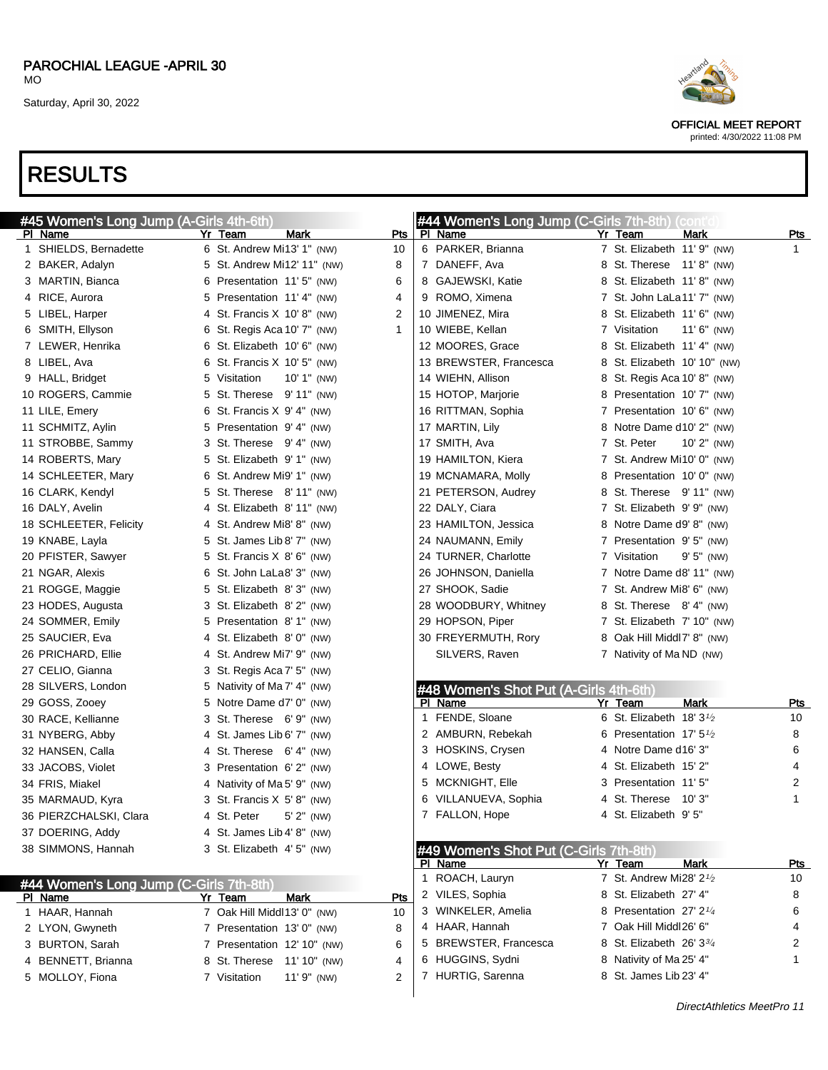## RESULTS

### #45 Women's Long Jump (A-Girls 4th-6th)

| Pl | Name | Yr | Team | Mark | Pts |
|---|---|---|---|---|---|
| 1 | SHIELDS, Bernadette | 6 | St. Andrew Mi | 13' 1" (NW) | 10 |
| 2 | BAKER, Adalyn | 5 | St. Andrew Mi | 12' 11" (NW) | 8 |
| 3 | MARTIN, Bianca | 6 | Presentation | 11' 5" (NW) | 6 |
| 4 | RICE, Aurora | 5 | Presentation | 11' 4" (NW) | 4 |
| 5 | LIBEL, Harper | 4 | St. Francis X | 10' 8" (NW) | 2 |
| 6 | SMITH, Ellyson | 6 | St. Regis Aca | 10' 7" (NW) | 1 |
| 7 | LEWER, Henrika | 6 | St. Elizabeth | 10' 6" (NW) | |
| 8 | LIBEL, Ava | 6 | St. Francis X | 10' 5" (NW) | |
| 9 | HALL, Bridget | 5 | Visitation | 10' 1" (NW) | |
| 10 | ROGERS, Cammie | 5 | St. Therese | 9' 11" (NW) | |
| 11 | LILE, Emery | 6 | St. Francis X | 9' 4" (NW) | |
| 11 | SCHMITZ, Aylin | 5 | Presentation | 9' 4" (NW) | |
| 11 | STROBBE, Sammy | 3 | St. Therese | 9' 4" (NW) | |
| 14 | ROBERTS, Mary | 5 | St. Elizabeth | 9' 1" (NW) | |
| 14 | SCHLEETER, Mary | 6 | St. Andrew Mi | 9' 1" (NW) | |
| 16 | CLARK, Kendyl | 5 | St. Therese | 8' 11" (NW) | |
| 16 | DALY, Avelin | 4 | St. Elizabeth | 8' 11" (NW) | |
| 18 | SCHLEETER, Felicity | 4 | St. Andrew Mi | 8' 8" (NW) | |
| 19 | KNABE, Layla | 5 | St. James Lib | 8' 7" (NW) | |
| 20 | PFISTER, Sawyer | 5 | St. Francis X | 8' 6" (NW) | |
| 21 | NGAR, Alexis | 6 | St. John LaLa | 8' 3" (NW) | |
| 21 | ROGGE, Maggie | 5 | St. Elizabeth | 8' 3" (NW) | |
| 23 | HODES, Augusta | 3 | St. Elizabeth | 8' 2" (NW) | |
| 24 | SOMMER, Emily | 5 | Presentation | 8' 1" (NW) | |
| 25 | SAUCIER, Eva | 4 | St. Elizabeth | 8' 0" (NW) | |
| 26 | PRICHARD, Ellie | 4 | St. Andrew Mi | 7' 9" (NW) | |
| 27 | CELIO, Gianna | 3 | St. Regis Aca | 7' 5" (NW) | |
| 28 | SILVERS, London | 5 | Nativity of Ma | 7' 4" (NW) | |
| 29 | GOSS, Zooey | 5 | Notre Dame d | 7' 0" (NW) | |
| 30 | RACE, Kellianne | 3 | St. Therese | 6' 9" (NW) | |
| 31 | NYBERG, Abby | 4 | St. James Lib | 6' 7" (NW) | |
| 32 | HANSEN, Calla | 4 | St. Therese | 6' 4" (NW) | |
| 33 | JACOBS, Violet | 3 | Presentation | 6' 2" (NW) | |
| 34 | FRIS, Miakel | 4 | Nativity of Ma | 5' 9" (NW) | |
| 35 | MARMAUD, Kyra | 3 | St. Francis X | 5' 8" (NW) | |
| 36 | PIERZCHALSKI, Clara | 4 | St. Peter | 5' 2" (NW) | |
| 37 | DOERING, Addy | 4 | St. James Lib | 4' 8" (NW) | |
| 38 | SIMMONS, Hannah | 3 | St. Elizabeth | 4' 5" (NW) | |

### #44 Women's Long Jump (C-Girls 7th-8th)

| Pl | Name | Yr | Team | Mark | Pts |
|---|---|---|---|---|---|
| 1 | HAAR, Hannah | 7 | Oak Hill Middl | 13' 0" (NW) | 10 |
| 2 | LYON, Gwyneth | 7 | Presentation | 13' 0" (NW) | 8 |
| 3 | BURTON, Sarah | 7 | Presentation | 12' 10" (NW) | 6 |
| 4 | BENNETT, Brianna | 8 | St. Therese | 11' 10" (NW) | 4 |
| 5 | MOLLOY, Fiona | 7 | Visitation | 11' 9" (NW) | 2 |
| 6 | PARKER, Brianna | 7 | St. Elizabeth | 11' 9" (NW) | 1 |
| 7 | DANEFF, Ava | 8 | St. Therese | 11' 8" (NW) | |
| 8 | GAJEWSKI, Katie | 8 | St. Elizabeth | 11' 8" (NW) | |
| 9 | ROMO, Ximena | 7 | St. John LaLa | 11' 7" (NW) | |
| 10 | JIMENEZ, Mira | 8 | St. Elizabeth | 11' 6" (NW) | |
| 10 | WIEBE, Kellan | 7 | Visitation | 11' 6" (NW) | |
| 12 | MOORES, Grace | 8 | St. Elizabeth | 11' 4" (NW) | |
| 13 | BREWSTER, Francesca | 8 | St. Elizabeth | 10' 10" (NW) | |
| 14 | WIEHN, Allison | 8 | St. Regis Aca | 10' 8" (NW) | |
| 15 | HOTOP, Marjorie | 8 | Presentation | 10' 7" (NW) | |
| 16 | RITTMAN, Sophia | 7 | Presentation | 10' 6" (NW) | |
| 17 | MARTIN, Lily | 8 | Notre Dame d | 10' 2" (NW) | |
| 17 | SMITH, Ava | 7 | St. Peter | 10' 2" (NW) | |
| 19 | HAMILTON, Kiera | 7 | St. Andrew Mi | 10' 0" (NW) | |
| 19 | MCNAMARA, Molly | 8 | Presentation | 10' 0" (NW) | |
| 21 | PETERSON, Audrey | 8 | St. Therese | 9' 11" (NW) | |
| 22 | DALY, Ciara | 7 | St. Elizabeth | 9' 9" (NW) | |
| 23 | HAMILTON, Jessica | 8 | Notre Dame d | 9' 8" (NW) | |
| 24 | NAUMANN, Emily | 7 | Presentation | 9' 5" (NW) | |
| 24 | TURNER, Charlotte | 7 | Visitation | 9' 5" (NW) | |
| 26 | JOHNSON, Daniella | 7 | Notre Dame d | 8' 11" (NW) | |
| 27 | SHOOK, Sadie | 7 | St. Andrew Mi | 8' 6" (NW) | |
| 28 | WOODBURY, Whitney | 8 | St. Therese | 8' 4" (NW) | |
| 29 | HOPSON, Piper | 7 | St. Elizabeth | 7' 10" (NW) | |
| 30 | FREYERMUTH, Rory | 8 | Oak Hill Middl | 7' 8" (NW) | |
| | SILVERS, Raven | 7 | Nativity of Ma | ND (NW) | |

### #48 Women's Shot Put (A-Girls 4th-6th)

| Pl | Name | Yr | Team | Mark | Pts |
|---|---|---|---|---|---|
| 1 | FENDE, Sloane | 6 | St. Elizabeth | 18' 3½ | 10 |
| 2 | AMBURN, Rebekah | 6 | Presentation | 17' 5½ | 8 |
| 3 | HOSKINS, Crysen | 4 | Notre Dame d | 16' 3" | 6 |
| 4 | LOWE, Besty | 4 | St. Elizabeth | 15' 2" | 4 |
| 5 | MCKNIGHT, Elle | 3 | Presentation | 11' 5" | 2 |
| 6 | VILLANUEVA, Sophia | 4 | St. Therese | 10' 3" | 1 |
| 7 | FALLON, Hope | 4 | St. Elizabeth | 9' 5" | |

### #49 Women's Shot Put (C-Girls 7th-8th)

| Pl | Name | Yr | Team | Mark | Pts |
|---|---|---|---|---|---|
| 1 | ROACH, Lauryn | 7 | St. Andrew Mi | 28' 2½ | 10 |
| 2 | VILES, Sophia | 8 | St. Elizabeth | 27' 4" | 8 |
| 3 | WINKELER, Amelia | 8 | Presentation | 27' 2¼ | 6 |
| 4 | HAAR, Hannah | 7 | Oak Hill Middl | 26' 6" | 4 |
| 5 | BREWSTER, Francesca | 8 | St. Elizabeth | 26' 3¾ | 2 |
| 6 | HUGGINS, Sydni | 8 | Nativity of Ma | 25' 4" | 1 |
| 7 | HURTIG, Sarenna | 8 | St. James Lib | 23' 4" | |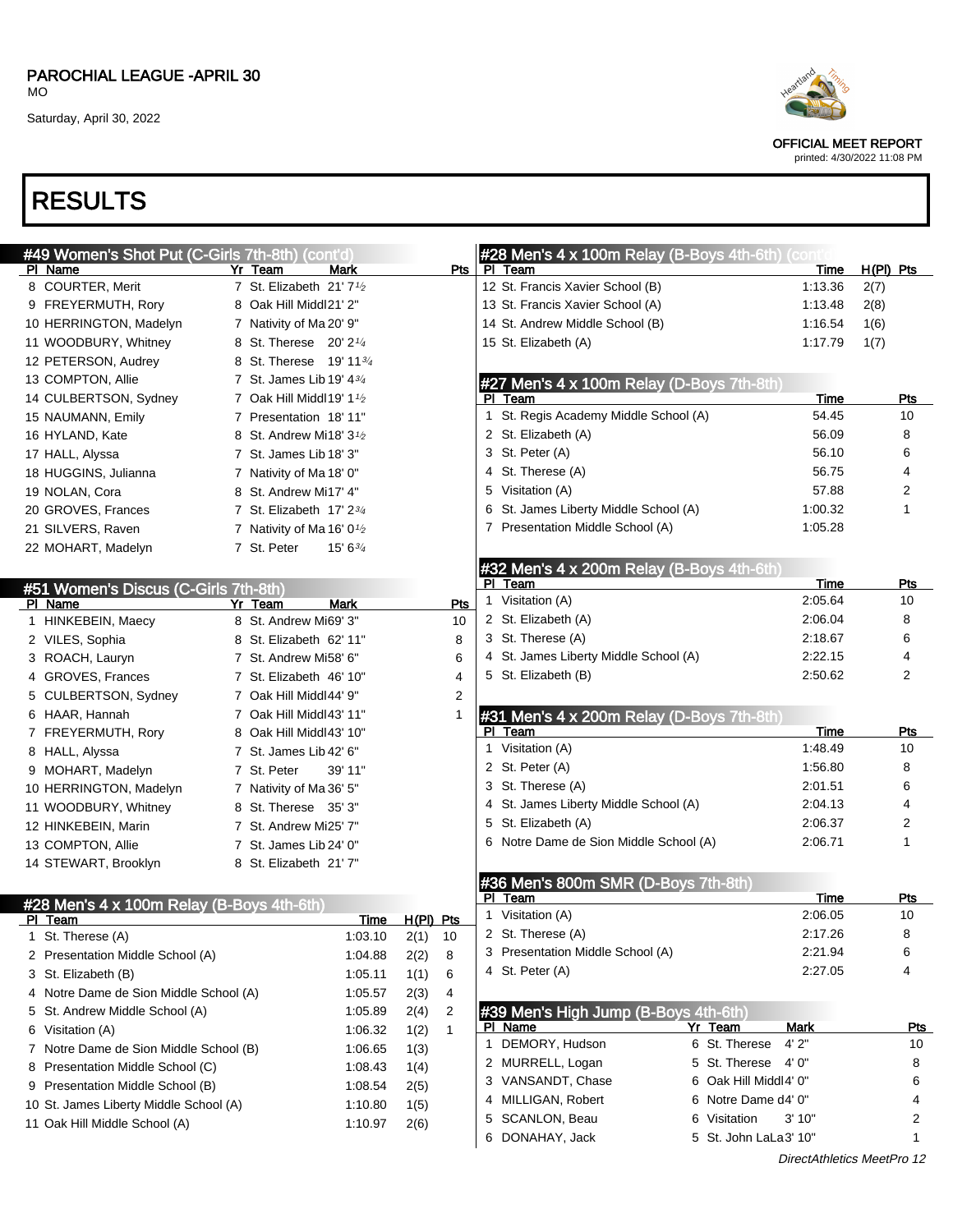# PAROCHIAL LEAGUE -APRIL 30

MO

Saturday, April 30, 2022

OFFICIAL MEET REPORT

printed: 4/30/2022 11:08 PM

# RESULTS

## #49 Women's Shot Put (C-Girls 7th-8th) (cont'd)

| Pl | Name | Yr | Team | Mark | Pts |
|---|---|---|---|---|---|
| 8 | COURTER, Merit | 7 | St. Elizabeth | 21' 7½ | |
| 9 | FREYERMUTH, Rory | 8 | Oak Hill Middl | 21' 2" | |
| 10 | HERRINGTON, Madelyn | 7 | Nativity of Ma | 20' 9" | |
| 11 | WOODBURY, Whitney | 8 | St. Therese | 20' 2¼ | |
| 12 | PETERSON, Audrey | 8 | St. Therese | 19' 11¾ | |
| 13 | COMPTON, Allie | 7 | St. James Lib | 19' 4¾ | |
| 14 | CULBERTSON, Sydney | 7 | Oak Hill Middl | 19' 1½ | |
| 15 | NAUMANN, Emily | 7 | Presentation | 18' 11" | |
| 16 | HYLAND, Kate | 8 | St. Andrew Mi | 18' 3½ | |
| 17 | HALL, Alyssa | 7 | St. James Lib | 18' 3" | |
| 18 | HUGGINS, Julianna | 7 | Nativity of Ma | 18' 0" | |
| 19 | NOLAN, Cora | 8 | St. Andrew Mi | 17' 4" | |
| 20 | GROVES, Frances | 7 | St. Elizabeth | 17' 2¾ | |
| 21 | SILVERS, Raven | 7 | Nativity of Ma | 16' 0½ | |
| 22 | MOHART, Madelyn | 7 | St. Peter | 15' 6¾ | |

## #51 Women's Discus (C-Girls 7th-8th)

| Pl | Name | Yr | Team | Mark | Pts |
|---|---|---|---|---|---|
| 1 | HINKEBEIN, Maecy | 8 | St. Andrew Mi | 69' 3" | 10 |
| 2 | VILES, Sophia | 8 | St. Elizabeth | 62' 11" | 8 |
| 3 | ROACH, Lauryn | 7 | St. Andrew Mi | 58' 6" | 6 |
| 4 | GROVES, Frances | 7 | St. Elizabeth | 46' 10" | 4 |
| 5 | CULBERTSON, Sydney | 7 | Oak Hill Middl | 44' 9" | 2 |
| 6 | HAAR, Hannah | 7 | Oak Hill Middl | 43' 11" | 1 |
| 7 | FREYERMUTH, Rory | 8 | Oak Hill Middl | 43' 10" | |
| 8 | HALL, Alyssa | 7 | St. James Lib | 42' 6" | |
| 9 | MOHART, Madelyn | 7 | St. Peter | 39' 11" | |
| 10 | HERRINGTON, Madelyn | 7 | Nativity of Ma | 36' 5" | |
| 11 | WOODBURY, Whitney | 8 | St. Therese | 35' 3" | |
| 12 | HINKEBEIN, Marin | 7 | St. Andrew Mi | 25' 7" | |
| 13 | COMPTON, Allie | 7 | St. James Lib | 24' 0" | |
| 14 | STEWART, Brooklyn | 8 | St. Elizabeth | 21' 7" | |

## #28 Men's 4 x 100m Relay (B-Boys 4th-6th)

| Pl | Team | Time | H(Pl) | Pts |
|---|---|---|---|---|
| 1 | St. Therese (A) | 1:03.10 | 2(1) | 10 |
| 2 | Presentation Middle School (A) | 1:04.88 | 2(2) | 8 |
| 3 | St. Elizabeth (B) | 1:05.11 | 1(1) | 6 |
| 4 | Notre Dame de Sion Middle School (A) | 1:05.57 | 2(3) | 4 |
| 5 | St. Andrew Middle School (A) | 1:05.89 | 2(4) | 2 |
| 6 | Visitation (A) | 1:06.32 | 1(2) | 1 |
| 7 | Notre Dame de Sion Middle School (B) | 1:06.65 | 1(3) | |
| 8 | Presentation Middle School (C) | 1:08.43 | 1(4) | |
| 9 | Presentation Middle School (B) | 1:08.54 | 2(5) | |
| 10 | St. James Liberty Middle School (A) | 1:10.80 | 1(5) | |
| 11 | Oak Hill Middle School (A) | 1:10.97 | 2(6) | |
| 12 | St. Francis Xavier School (B) | 1:13.36 | 2(7) | |
| 13 | St. Francis Xavier School (A) | 1:13.48 | 2(8) | |
| 14 | St. Andrew Middle School (B) | 1:16.54 | 1(6) | |
| 15 | St. Elizabeth (A) | 1:17.79 | 1(7) | |

## #27 Men's 4 x 100m Relay (D-Boys 7th-8th)

| Pl | Team | Time | Pts |
|---|---|---|---|
| 1 | St. Regis Academy Middle School (A) | 54.45 | 10 |
| 2 | St. Elizabeth (A) | 56.09 | 8 |
| 3 | St. Peter (A) | 56.10 | 6 |
| 4 | St. Therese (A) | 56.75 | 4 |
| 5 | Visitation (A) | 57.88 | 2 |
| 6 | St. James Liberty Middle School (A) | 1:00.32 | 1 |
| 7 | Presentation Middle School (A) | 1:05.28 | |

## #32 Men's 4 x 200m Relay (B-Boys 4th-6th)

| Pl | Team | Time | Pts |
|---|---|---|---|
| 1 | Visitation (A) | 2:05.64 | 10 |
| 2 | St. Elizabeth (A) | 2:06.04 | 8 |
| 3 | St. Therese (A) | 2:18.67 | 6 |
| 4 | St. James Liberty Middle School (A) | 2:22.15 | 4 |
| 5 | St. Elizabeth (B) | 2:50.62 | 2 |

## #31 Men's 4 x 200m Relay (D-Boys 7th-8th)

| Pl | Team | Time | Pts |
|---|---|---|---|
| 1 | Visitation (A) | 1:48.49 | 10 |
| 2 | St. Peter (A) | 1:56.80 | 8 |
| 3 | St. Therese (A) | 2:01.51 | 6 |
| 4 | St. James Liberty Middle School (A) | 2:04.13 | 4 |
| 5 | St. Elizabeth (A) | 2:06.37 | 2 |
| 6 | Notre Dame de Sion Middle School (A) | 2:06.71 | 1 |

## #36 Men's 800m SMR (D-Boys 7th-8th)

| Pl | Team | Time | Pts |
|---|---|---|---|
| 1 | Visitation (A) | 2:06.05 | 10 |
| 2 | St. Therese (A) | 2:17.26 | 8 |
| 3 | Presentation Middle School (A) | 2:21.94 | 6 |
| 4 | St. Peter (A) | 2:27.05 | 4 |

## #39 Men's High Jump (B-Boys 4th-6th)

| Pl | Name | Yr | Team | Mark | Pts |
|---|---|---|---|---|---|
| 1 | DEMORY, Hudson | 6 | St. Therese | 4' 2" | 10 |
| 2 | MURRELL, Logan | 5 | St. Therese | 4' 0" | 8 |
| 3 | VANSANDT, Chase | 6 | Oak Hill Middl | 4' 0" | 6 |
| 4 | MILLIGAN, Robert | 6 | Notre Dame d | 4' 0" | 4 |
| 5 | SCANLON, Beau | 6 | Visitation | 3' 10" | 2 |
| 6 | DONAHAY, Jack | 5 | St. John LaLa | 3' 10" | 1 |

DirectAthletics MeetPro 12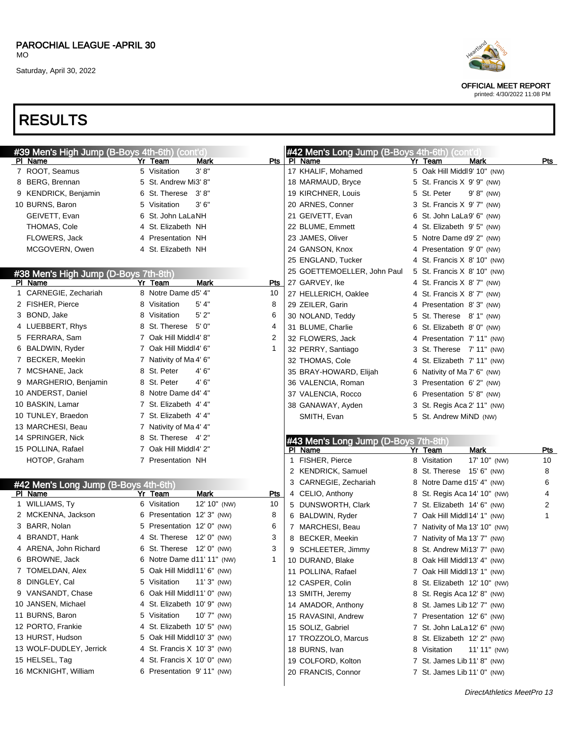PAROCHIAL LEAGUE -APRIL 30
MO
Saturday, April 30, 2022

OFFICIAL MEET REPORT
printed: 4/30/2022 11:08 PM

# RESULTS

## #39 Men's High Jump (B-Boys 4th-6th) (cont'd)

| Pl | Name | Yr | Team | Mark | Pts |
|---|---|---|---|---|---|
| 7 | ROOT, Seamus | 5 | Visitation | 3' 8" | |
| 8 | BERG, Brennan | 5 | St. Andrew Mi | 3' 8" | |
| 9 | KENDRICK, Benjamin | 6 | St. Therese | 3' 8" | |
| 10 | BURNS, Baron | 5 | Visitation | 3' 6" | |
| | GEIVETT, Evan | 6 | St. John LaLa | NH | |
| | THOMAS, Cole | 4 | St. Elizabeth | NH | |
| | FLOWERS, Jack | 4 | Presentation | NH | |
| | MCGOVERN, Owen | 4 | St. Elizabeth | NH | |

## #38 Men's High Jump (D-Boys 7th-8th)

| Pl | Name | Yr | Team | Mark | Pts |
|---|---|---|---|---|---|
| 1 | CARNEGIE, Zechariah | 8 | Notre Dame d | 5' 4" | 10 |
| 2 | FISHER, Pierce | 8 | Visitation | 5' 4" | 8 |
| 3 | BOND, Jake | 8 | Visitation | 5' 2" | 6 |
| 4 | LUEBBERT, Rhys | 8 | St. Therese | 5' 0" | 4 |
| 5 | FERRARA, Sam | 7 | Oak Hill Middl | 4' 8" | 2 |
| 6 | BALDWIN, Ryder | 7 | Oak Hill Middl | 4' 6" | 1 |
| 7 | BECKER, Meekin | 7 | Nativity of Ma | 4' 6" | |
| 7 | MCSHANE, Jack | 8 | St. Peter | 4' 6" | |
| 9 | MARGHERIO, Benjamin | 8 | St. Peter | 4' 6" | |
| 10 | ANDERST, Daniel | 8 | Notre Dame d | 4' 4" | |
| 10 | BASKIN, Lamar | 7 | St. Elizabeth | 4' 4" | |
| 10 | TUNLEY, Braedon | 7 | St. Elizabeth | 4' 4" | |
| 13 | MARCHESI, Beau | 7 | Nativity of Ma | 4' 4" | |
| 14 | SPRINGER, Nick | 8 | St. Therese | 4' 2" | |
| 15 | POLLINA, Rafael | 7 | Oak Hill Middl | 4' 2" | |
| | HOTOP, Graham | 7 | Presentation | NH | |

## #42 Men's Long Jump (B-Boys 4th-6th)

| Pl | Name | Yr | Team | Mark | Pts |
|---|---|---|---|---|---|
| 1 | WILLIAMS, Ty | 6 | Visitation | 12' 10" (NW) | 10 |
| 2 | MCKENNA, Jackson | 6 | Presentation | 12' 3" (NW) | 8 |
| 3 | BARR, Nolan | 5 | Presentation | 12' 0" (NW) | 6 |
| 4 | BRANDT, Hank | 4 | St. Therese | 12' 0" (NW) | 3 |
| 4 | ARENA, John Richard | 6 | St. Therese | 12' 0" (NW) | 3 |
| 6 | BROWNE, Jack | 6 | Notre Dame d | 11' 11" (NW) | 1 |
| 7 | TOMELDAN, Alex | 5 | Oak Hill Middl | 11' 6" (NW) | |
| 8 | DINGLEY, Cal | 5 | Visitation | 11' 3" (NW) | |
| 9 | VANSANDT, Chase | 6 | Oak Hill Middl | 11' 0" (NW) | |
| 10 | JANSEN, Michael | 4 | St. Elizabeth | 10' 9" (NW) | |
| 11 | BURNS, Baron | 5 | Visitation | 10' 7" (NW) | |
| 12 | PORTO, Frankie | 4 | St. Elizabeth | 10' 5" (NW) | |
| 13 | HURST, Hudson | 5 | Oak Hill Middl | 10' 3" (NW) | |
| 13 | WOLF-DUDLEY, Jerrick | 4 | St. Francis X | 10' 3" (NW) | |
| 15 | HELSEL, Tag | 4 | St. Francis X | 10' 0" (NW) | |
| 16 | MCKNIGHT, William | 6 | Presentation | 9' 11" (NW) | |
| 17 | KHALIF, Mohamed | 5 | Oak Hill Middl | 9' 10" (NW) | |
| 18 | MARMAUD, Bryce | 5 | St. Francis X | 9' 9" (NW) | |
| 19 | KIRCHNER, Louis | 5 | St. Peter | 9' 8" (NW) | |
| 20 | ARNES, Conner | 3 | St. Francis X | 9' 7" (NW) | |
| 21 | GEIVETT, Evan | 6 | St. John LaLa | 9' 6" (NW) | |
| 22 | BLUME, Emmett | 4 | St. Elizabeth | 9' 5" (NW) | |
| 23 | JAMES, Oliver | 5 | Notre Dame d | 9' 2" (NW) | |
| 24 | GANSON, Knox | 4 | Presentation | 9' 0" (NW) | |
| 25 | ENGLAND, Tucker | 4 | St. Francis X | 8' 10" (NW) | |
| 25 | GOETTEMOELLER, John Paul | 5 | St. Francis X | 8' 10" (NW) | |
| 27 | GARVEY, Ike | 4 | St. Francis X | 8' 7" (NW) | |
| 27 | HELLERICH, Oaklee | 4 | St. Francis X | 8' 7" (NW) | |
| 29 | ZEILER, Garin | 4 | Presentation | 8' 3" (NW) | |
| 30 | NOLAND, Teddy | 5 | St. Therese | 8' 1" (NW) | |
| 31 | BLUME, Charlie | 6 | St. Elizabeth | 8' 0" (NW) | |
| 32 | FLOWERS, Jack | 4 | Presentation | 7' 11" (NW) | |
| 32 | PERRY, Santiago | 3 | St. Therese | 7' 11" (NW) | |
| 32 | THOMAS, Cole | 4 | St. Elizabeth | 7' 11" (NW) | |
| 35 | BRAY-HOWARD, Elijah | 6 | Nativity of Ma | 7' 6" (NW) | |
| 36 | VALENCIA, Roman | 3 | Presentation | 6' 2" (NW) | |
| 37 | VALENCIA, Rocco | 6 | Presentation | 5' 8" (NW) | |
| 38 | GANAWAY, Ayden | 3 | St. Regis Aca | 2' 11" (NW) | |
| | SMITH, Evan | 5 | St. Andrew Mi | ND (NW) | |

## #43 Men's Long Jump (D-Boys 7th-8th)

| Pl | Name | Yr | Team | Mark | Pts |
|---|---|---|---|---|---|
| 1 | FISHER, Pierce | 8 | Visitation | 17' 10" (NW) | 10 |
| 2 | KENDRICK, Samuel | 8 | St. Therese | 15' 6" (NW) | 8 |
| 3 | CARNEGIE, Zechariah | 8 | Notre Dame d | 15' 4" (NW) | 6 |
| 4 | CELIO, Anthony | 8 | St. Regis Aca | 14' 10" (NW) | 4 |
| 5 | DUNSWORTH, Clark | 7 | St. Elizabeth | 14' 6" (NW) | 2 |
| 6 | BALDWIN, Ryder | 7 | Oak Hill Middl | 14' 1" (NW) | 1 |
| 7 | MARCHESI, Beau | 7 | Nativity of Ma | 13' 10" (NW) | |
| 8 | BECKER, Meekin | 7 | Nativity of Ma | 13' 7" (NW) | |
| 9 | SCHLEETER, Jimmy | 8 | St. Andrew Mi | 13' 7" (NW) | |
| 10 | DURAND, Blake | 8 | Oak Hill Middl | 13' 4" (NW) | |
| 11 | POLLINA, Rafael | 7 | Oak Hill Middl | 13' 1" (NW) | |
| 12 | CASPER, Colin | 8 | St. Elizabeth | 12' 10" (NW) | |
| 13 | SMITH, Jeremy | 8 | St. Regis Aca | 12' 8" (NW) | |
| 14 | AMADOR, Anthony | 8 | St. James Lib | 12' 7" (NW) | |
| 15 | RAVASINI, Andrew | 7 | Presentation | 12' 6" (NW) | |
| 15 | SOLIZ, Gabriel | 7 | St. John LaLa | 12' 6" (NW) | |
| 17 | TROZZOLO, Marcus | 8 | St. Elizabeth | 12' 2" (NW) | |
| 18 | BURNS, Ivan | 8 | Visitation | 11' 11" (NW) | |
| 19 | COLFORD, Kolton | 7 | St. James Lib | 11' 8" (NW) | |
| 20 | FRANCIS, Connor | 7 | St. James Lib | 11' 0" (NW) | |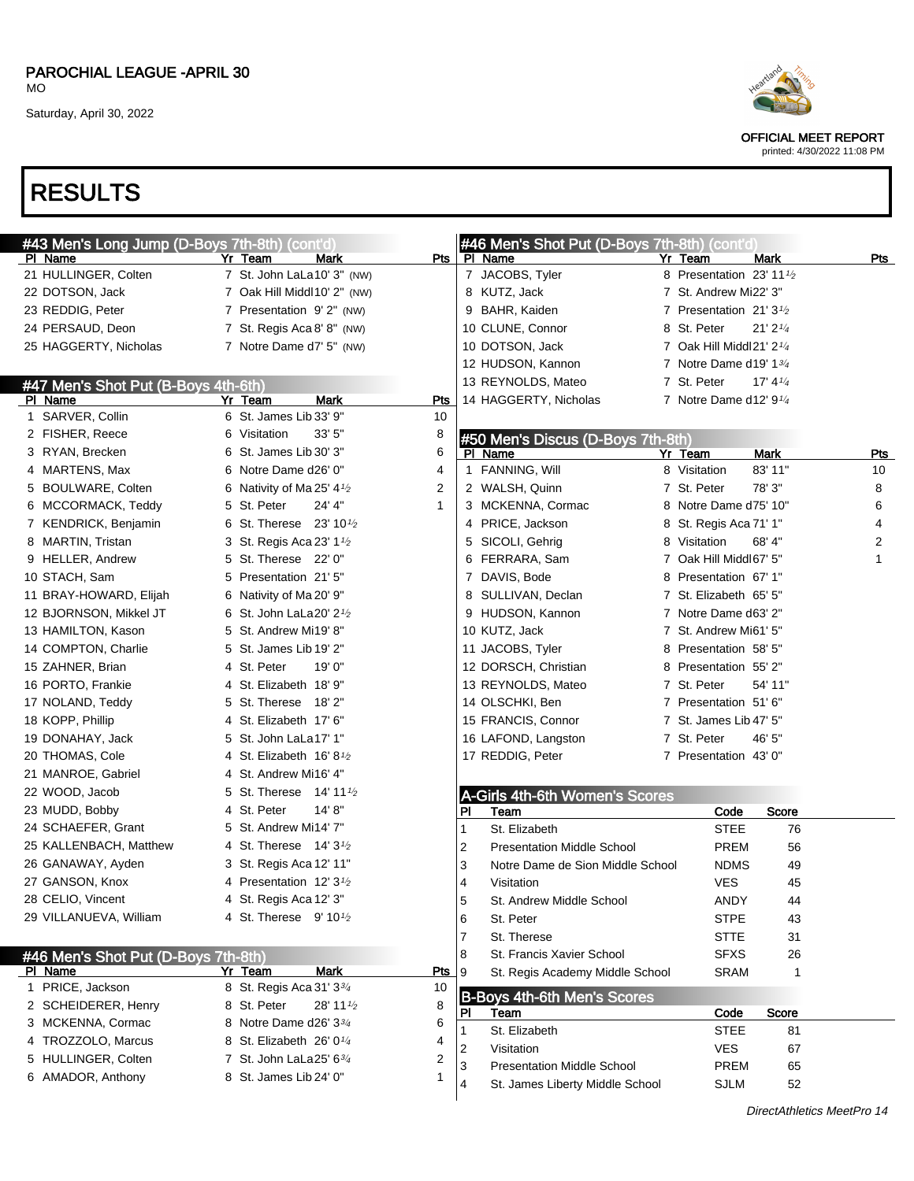PAROCHIAL LEAGUE -APRIL 30
MO
Saturday, April 30, 2022

OFFICIAL MEET REPORT
printed: 4/30/2022 11:08 PM

# RESULTS

## #43 Men's Long Jump (D-Boys 7th-8th) (cont'd)

| Pl | Name | Yr | Team | Mark | Pts |
|---|---|---|---|---|---|
| 21 | HULLINGER, Colten | 7 | St. John LaLa | 10' 3" (NW) | |
| 22 | DOTSON, Jack | 7 | Oak Hill Middl | 10' 2" (NW) | |
| 23 | REDDIG, Peter | 7 | Presentation | 9' 2" (NW) | |
| 24 | PERSAUD, Deon | 7 | St. Regis Aca | 8' 8" (NW) | |
| 25 | HAGGERTY, Nicholas | 7 | Notre Dame d | 7' 5" (NW) | |

## #47 Men's Shot Put (B-Boys 4th-6th)

| Pl | Name | Yr | Team | Mark | Pts |
|---|---|---|---|---|---|
| 1 | SARVER, Collin | 6 | St. James Lib | 33' 9" | 10 |
| 2 | FISHER, Reece | 6 | Visitation | 33' 5" | 8 |
| 3 | RYAN, Brecken | 6 | St. James Lib | 30' 3" | 6 |
| 4 | MARTENS, Max | 6 | Notre Dame d | 26' 0" | 4 |
| 5 | BOULWARE, Colten | 6 | Nativity of Ma | 25' 4½ | 2 |
| 6 | MCCORMACK, Teddy | 5 | St. Peter | 24' 4" | 1 |
| 7 | KENDRICK, Benjamin | 6 | St. Therese | 23' 10½ | |
| 8 | MARTIN, Tristan | 3 | St. Regis Aca | 23' 1½ | |
| 9 | HELLER, Andrew | 5 | St. Therese | 22' 0" | |
| 10 | STACH, Sam | 5 | Presentation | 21' 5" | |
| 11 | BRAY-HOWARD, Elijah | 6 | Nativity of Ma | 20' 9" | |
| 12 | BJORNSON, Mikkel JT | 6 | St. John LaLa | 20' 2½ | |
| 13 | HAMILTON, Kason | 5 | St. Andrew Mi | 19' 8" | |
| 14 | COMPTON, Charlie | 5 | St. James Lib | 19' 2" | |
| 15 | ZAHNER, Brian | 4 | St. Peter | 19' 0" | |
| 16 | PORTO, Frankie | 4 | St. Elizabeth | 18' 9" | |
| 17 | NOLAND, Teddy | 5 | St. Therese | 18' 2" | |
| 18 | KOPP, Phillip | 4 | St. Elizabeth | 17' 6" | |
| 19 | DONAHAY, Jack | 5 | St. John LaLa | 17' 1" | |
| 20 | THOMAS, Cole | 4 | St. Elizabeth | 16' 8½ | |
| 21 | MANROE, Gabriel | 4 | St. Andrew Mi | 16' 4" | |
| 22 | WOOD, Jacob | 5 | St. Therese | 14' 11½ | |
| 23 | MUDD, Bobby | 4 | St. Peter | 14' 8" | |
| 24 | SCHAEFER, Grant | 5 | St. Andrew Mi | 14' 7" | |
| 25 | KALLENBACH, Matthew | 4 | St. Therese | 14' 3½ | |
| 26 | GANAWAY, Ayden | 3 | St. Regis Aca | 12' 11" | |
| 27 | GANSON, Knox | 4 | Presentation | 12' 3½ | |
| 28 | CELIO, Vincent | 4 | St. Regis Aca | 12' 3" | |
| 29 | VILLANUEVA, William | 4 | St. Therese | 9' 10½ | |

## #46 Men's Shot Put (D-Boys 7th-8th)

| Pl | Name | Yr | Team | Mark | Pts |
|---|---|---|---|---|---|
| 1 | PRICE, Jackson | 8 | St. Regis Aca | 31' 3¾ | 10 |
| 2 | SCHEIDERER, Henry | 8 | St. Peter | 28' 11½ | 8 |
| 3 | MCKENNA, Cormac | 8 | Notre Dame d | 26' 3¾ | 6 |
| 4 | TROZZOLO, Marcus | 8 | St. Elizabeth | 26' 0¼ | 4 |
| 5 | HULLINGER, Colten | 7 | St. John LaLa | 25' 6¾ | 2 |
| 6 | AMADOR, Anthony | 8 | St. James Lib | 24' 0" | 1 |
| 7 | JACOBS, Tyler | 8 | Presentation | 23' 11½ | |
| 8 | KUTZ, Jack | 7 | St. Andrew Mi | 22' 3" | |
| 9 | BAHR, Kaiden | 7 | Presentation | 21' 3½ | |
| 10 | CLUNE, Connor | 8 | St. Peter | 21' 2¼ | |
| 10 | DOTSON, Jack | 7 | Oak Hill Middl | 21' 2¼ | |
| 12 | HUDSON, Kannon | 7 | Notre Dame d | 19' 1¾ | |
| 13 | REYNOLDS, Mateo | 7 | St. Peter | 17' 4¼ | |
| 14 | HAGGERTY, Nicholas | 7 | Notre Dame d | 12' 9¼ | |

## #50 Men's Discus (D-Boys 7th-8th)

| Pl | Name | Yr | Team | Mark | Pts |
|---|---|---|---|---|---|
| 1 | FANNING, Will | 8 | Visitation | 83' 11" | 10 |
| 2 | WALSH, Quinn | 7 | St. Peter | 78' 3" | 8 |
| 3 | MCKENNA, Cormac | 8 | Notre Dame d | 75' 10" | 6 |
| 4 | PRICE, Jackson | 8 | St. Regis Aca | 71' 1" | 4 |
| 5 | SICOLI, Gehrig | 8 | Visitation | 68' 4" | 2 |
| 6 | FERRARA, Sam | 7 | Oak Hill Middl | 67' 5" | 1 |
| 7 | DAVIS, Bode | 8 | Presentation | 67' 1" | |
| 8 | SULLIVAN, Declan | 7 | St. Elizabeth | 65' 5" | |
| 9 | HUDSON, Kannon | 7 | Notre Dame d | 63' 2" | |
| 10 | KUTZ, Jack | 7 | St. Andrew Mi | 61' 5" | |
| 11 | JACOBS, Tyler | 8 | Presentation | 58' 5" | |
| 12 | DORSCH, Christian | 8 | Presentation | 55' 2" | |
| 13 | REYNOLDS, Mateo | 7 | St. Peter | 54' 11" | |
| 14 | OLSCHKI, Ben | 7 | Presentation | 51' 6" | |
| 15 | FRANCIS, Connor | 7 | St. James Lib | 47' 5" | |
| 16 | LAFOND, Langston | 7 | St. Peter | 46' 5" | |
| 17 | REDDIG, Peter | 7 | Presentation | 43' 0" | |

## A-Girls 4th-6th Women's Scores

| Pl | Team | Code | Score |
|---|---|---|---|
| 1 | St. Elizabeth | STEE | 76 |
| 2 | Presentation Middle School | PREM | 56 |
| 3 | Notre Dame de Sion Middle School | NDMS | 49 |
| 4 | Visitation | VES | 45 |
| 5 | St. Andrew Middle School | ANDY | 44 |
| 6 | St. Peter | STPE | 43 |
| 7 | St. Therese | STTE | 31 |
| 8 | St. Francis Xavier School | SFXS | 26 |
| 9 | St. Regis Academy Middle School | SRAM | 1 |

## B-Boys 4th-6th Men's Scores

| Pl | Team | Code | Score |
|---|---|---|---|
| 1 | St. Elizabeth | STEE | 81 |
| 2 | Visitation | VES | 67 |
| 3 | Presentation Middle School | PREM | 65 |
| 4 | St. James Liberty Middle School | SJLM | 52 |

*DirectAthletics MeetPro 14*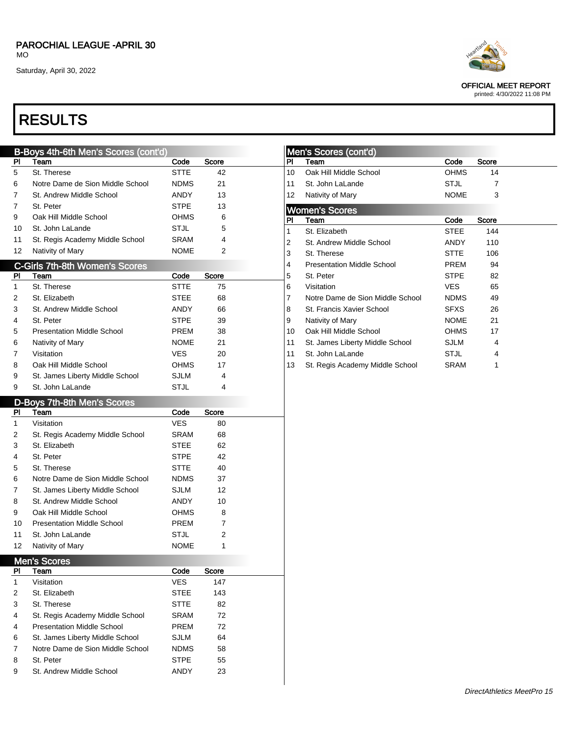PAROCHIAL LEAGUE -APRIL 30
MO
Saturday, April 30, 2022

OFFICIAL MEET REPORT
printed: 4/30/2022 11:08 PM

# RESULTS

## B-Boys 4th-6th Men's Scores (cont'd)

| Pl | Team | Code | Score |
|---|---|---|---|
| 5 | St. Therese | STTE | 42 |
| 6 | Notre Dame de Sion Middle School | NDMS | 21 |
| 7 | St. Andrew Middle School | ANDY | 13 |
| 7 | St. Peter | STPE | 13 |
| 9 | Oak Hill Middle School | OHMS | 6 |
| 10 | St. John LaLande | STJL | 5 |
| 11 | St. Regis Academy Middle School | SRAM | 4 |
| 12 | Nativity of Mary | NOME | 2 |

## C-Girls 7th-8th Women's Scores

| Pl | Team | Code | Score |
|---|---|---|---|
| 1 | St. Therese | STTE | 75 |
| 2 | St. Elizabeth | STEE | 68 |
| 3 | St. Andrew Middle School | ANDY | 66 |
| 4 | St. Peter | STPE | 39 |
| 5 | Presentation Middle School | PREM | 38 |
| 6 | Nativity of Mary | NOME | 21 |
| 7 | Visitation | VES | 20 |
| 8 | Oak Hill Middle School | OHMS | 17 |
| 9 | St. James Liberty Middle School | SJLM | 4 |
| 9 | St. John LaLande | STJL | 4 |

## D-Boys 7th-8th Men's Scores

| Pl | Team | Code | Score |
|---|---|---|---|
| 1 | Visitation | VES | 80 |
| 2 | St. Regis Academy Middle School | SRAM | 68 |
| 3 | St. Elizabeth | STEE | 62 |
| 4 | St. Peter | STPE | 42 |
| 5 | St. Therese | STTE | 40 |
| 6 | Notre Dame de Sion Middle School | NDMS | 37 |
| 7 | St. James Liberty Middle School | SJLM | 12 |
| 8 | St. Andrew Middle School | ANDY | 10 |
| 9 | Oak Hill Middle School | OHMS | 8 |
| 10 | Presentation Middle School | PREM | 7 |
| 11 | St. John LaLande | STJL | 2 |
| 12 | Nativity of Mary | NOME | 1 |

## Men's Scores

| Pl | Team | Code | Score |
|---|---|---|---|
| 1 | Visitation | VES | 147 |
| 2 | St. Elizabeth | STEE | 143 |
| 3 | St. Therese | STTE | 82 |
| 4 | St. Regis Academy Middle School | SRAM | 72 |
| 4 | Presentation Middle School | PREM | 72 |
| 6 | St. James Liberty Middle School | SJLM | 64 |
| 7 | Notre Dame de Sion Middle School | NDMS | 58 |
| 8 | St. Peter | STPE | 55 |
| 9 | St. Andrew Middle School | ANDY | 23 |
| 10 | Oak Hill Middle School | OHMS | 14 |
| 11 | St. John LaLande | STJL | 7 |
| 12 | Nativity of Mary | NOME | 3 |

## Women's Scores

| Pl | Team | Code | Score |
|---|---|---|---|
| 1 | St. Elizabeth | STEE | 144 |
| 2 | St. Andrew Middle School | ANDY | 110 |
| 3 | St. Therese | STTE | 106 |
| 4 | Presentation Middle School | PREM | 94 |
| 5 | St. Peter | STPE | 82 |
| 6 | Visitation | VES | 65 |
| 7 | Notre Dame de Sion Middle School | NDMS | 49 |
| 8 | St. Francis Xavier School | SFXS | 26 |
| 9 | Nativity of Mary | NOME | 21 |
| 10 | Oak Hill Middle School | OHMS | 17 |
| 11 | St. James Liberty Middle School | SJLM | 4 |
| 11 | St. John LaLande | STJL | 4 |
| 13 | St. Regis Academy Middle School | SRAM | 1 |

*DirectAthletics MeetPro 15*